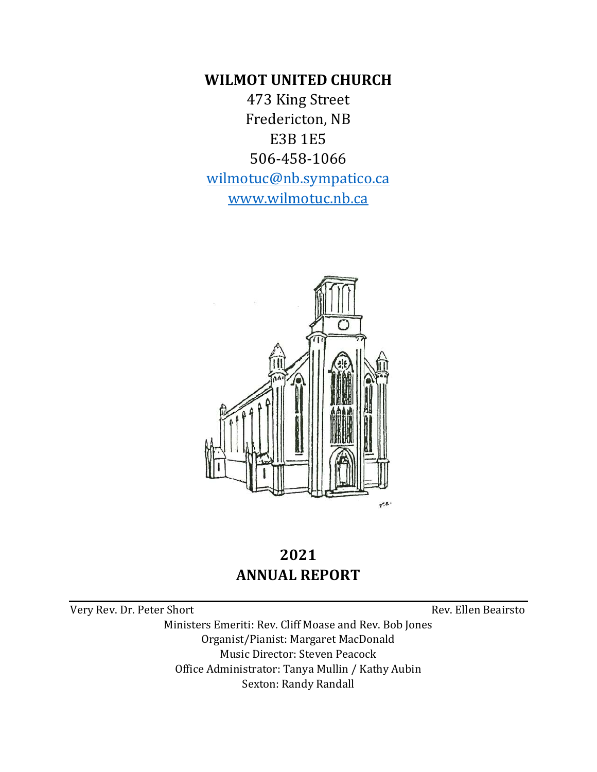# WILMOT UNITED CHURCH

473 King Street
Fredericton, NB
E3B 1E5
506-458-1066
wilmotuc@nb.sympatico.ca
www.wilmotuc.nb.ca

## 2021
## ANNUAL REPORT

---

Very Rev. Dr. Peter Short — Rev. Ellen Beairsto

Ministers Emeriti: Rev. Cliff Moase and Rev. Bob Jones
Organist/Pianist: Margaret MacDonald
Music Director: Steven Peacock
Office Administrator: Tanya Mullin / Kathy Aubin
Sexton: Randy Randall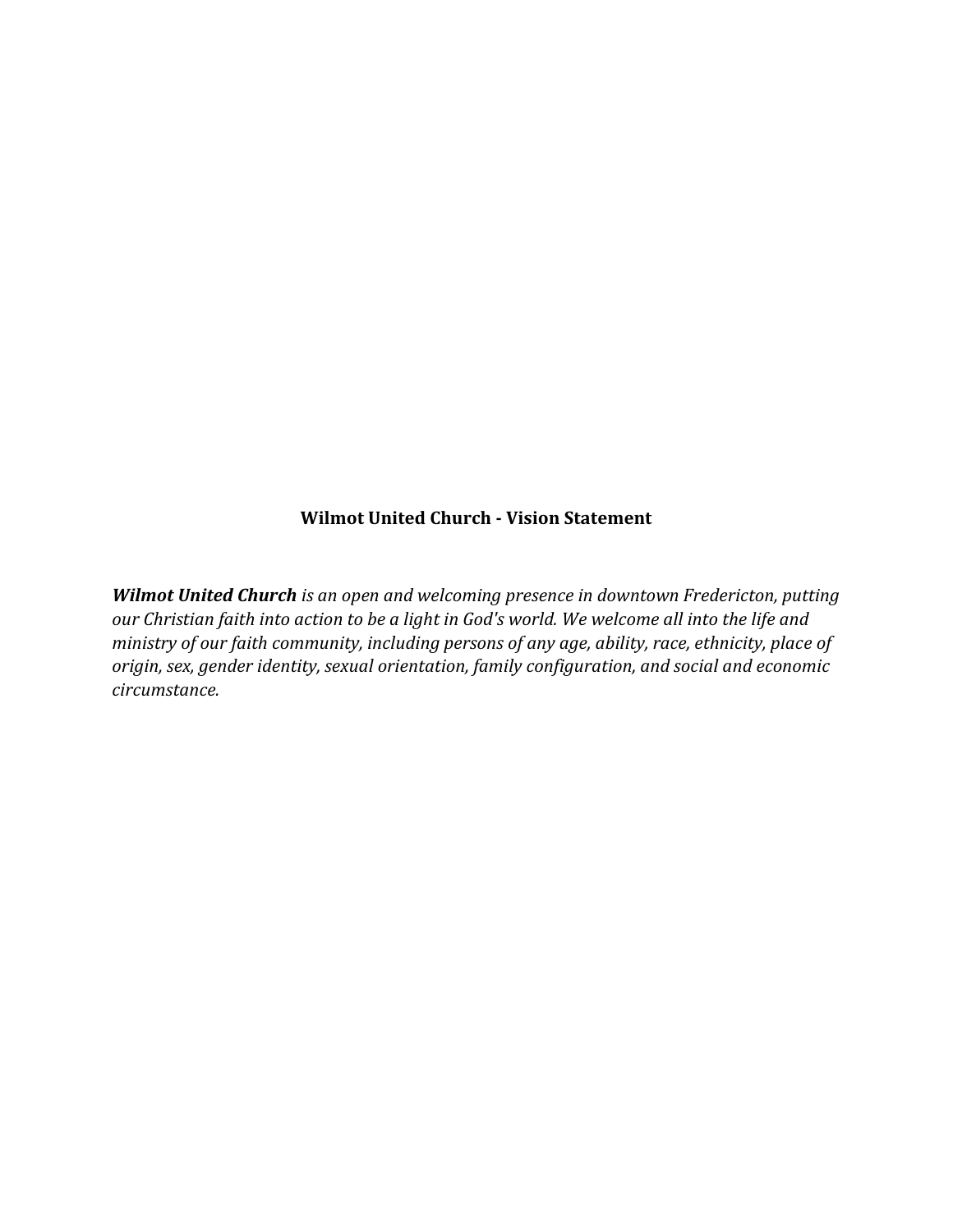**Wilmot United Church - Vision Statement**

***Wilmot United Church*** *is an open and welcoming presence in downtown Fredericton, putting our Christian faith into action to be a light in God's world. We welcome all into the life and ministry of our faith community, including persons of any age, ability, race, ethnicity, place of origin, sex, gender identity, sexual orientation, family configuration, and social and economic circumstance.*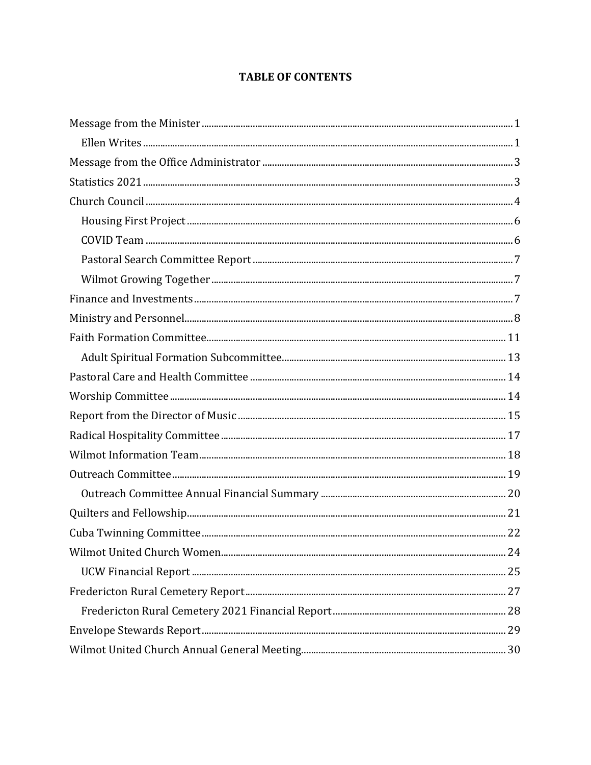# TABLE OF CONTENTS

- Message from the Minister .... 1
  - Ellen Writes .... 1
- Message from the Office Administrator .... 3
- Statistics 2021 .... 3
- Church Council .... 4
  - Housing First Project .... 6
  - COVID Team .... 6
  - Pastoral Search Committee Report .... 7
  - Wilmot Growing Together .... 7
- Finance and Investments .... 7
- Ministry and Personnel .... 8
- Faith Formation Committee .... 11
  - Adult Spiritual Formation Subcommittee .... 13
- Pastoral Care and Health Committee .... 14
- Worship Committee .... 14
- Report from the Director of Music .... 15
- Radical Hospitality Committee .... 17
- Wilmot Information Team .... 18
- Outreach Committee .... 19
  - Outreach Committee Annual Financial Summary .... 20
- Quilters and Fellowship .... 21
- Cuba Twinning Committee .... 22
- Wilmot United Church Women .... 24
  - UCW Financial Report .... 25
- Fredericton Rural Cemetery Report .... 27
  - Fredericton Rural Cemetery 2021 Financial Report .... 28
- Envelope Stewards Report .... 29
- Wilmot United Church Annual General Meeting .... 30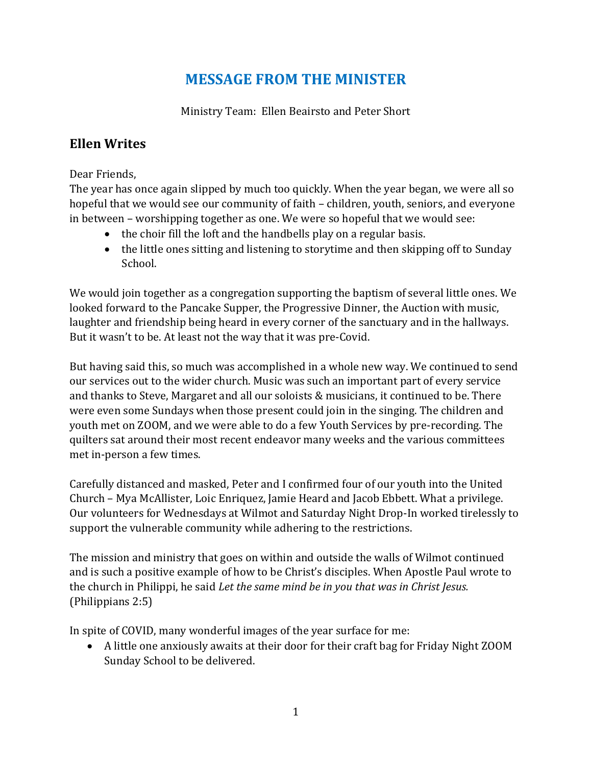# MESSAGE FROM THE MINISTER

Ministry Team: Ellen Beairsto and Peter Short

## Ellen Writes

Dear Friends,
The year has once again slipped by much too quickly. When the year began, we were all so hopeful that we would see our community of faith – children, youth, seniors, and everyone in between – worshipping together as one. We were so hopeful that we would see:

- the choir fill the loft and the handbells play on a regular basis.
- the little ones sitting and listening to storytime and then skipping off to Sunday School.

We would join together as a congregation supporting the baptism of several little ones. We looked forward to the Pancake Supper, the Progressive Dinner, the Auction with music, laughter and friendship being heard in every corner of the sanctuary and in the hallways. But it wasn't to be. At least not the way that it was pre-Covid.

But having said this, so much was accomplished in a whole new way. We continued to send our services out to the wider church. Music was such an important part of every service and thanks to Steve, Margaret and all our soloists & musicians, it continued to be. There were even some Sundays when those present could join in the singing. The children and youth met on ZOOM, and we were able to do a few Youth Services by pre-recording. The quilters sat around their most recent endeavor many weeks and the various committees met in-person a few times.

Carefully distanced and masked, Peter and I confirmed four of our youth into the United Church – Mya McAllister, Loic Enriquez, Jamie Heard and Jacob Ebbett. What a privilege. Our volunteers for Wednesdays at Wilmot and Saturday Night Drop-In worked tirelessly to support the vulnerable community while adhering to the restrictions.

The mission and ministry that goes on within and outside the walls of Wilmot continued and is such a positive example of how to be Christ's disciples. When Apostle Paul wrote to the church in Philippi, he said *Let the same mind be in you that was in Christ Jesus.* (Philippians 2:5)

In spite of COVID, many wonderful images of the year surface for me:

- A little one anxiously awaits at their door for their craft bag for Friday Night ZOOM Sunday School to be delivered.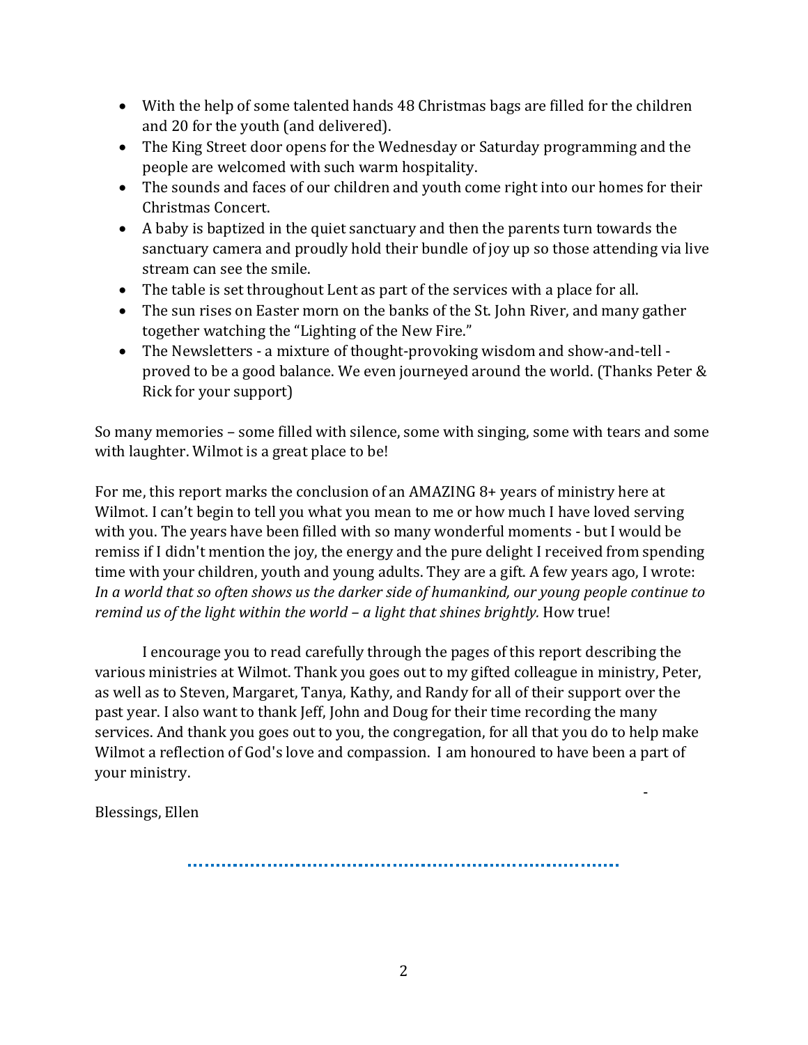- With the help of some talented hands 48 Christmas bags are filled for the children and 20 for the youth (and delivered).
- The King Street door opens for the Wednesday or Saturday programming and the people are welcomed with such warm hospitality.
- The sounds and faces of our children and youth come right into our homes for their Christmas Concert.
- A baby is baptized in the quiet sanctuary and then the parents turn towards the sanctuary camera and proudly hold their bundle of joy up so those attending via live stream can see the smile.
- The table is set throughout Lent as part of the services with a place for all.
- The sun rises on Easter morn on the banks of the St. John River, and many gather together watching the "Lighting of the New Fire."
- The Newsletters - a mixture of thought-provoking wisdom and show-and-tell - proved to be a good balance. We even journeyed around the world. (Thanks Peter & Rick for your support)

So many memories – some filled with silence, some with singing, some with tears and some with laughter. Wilmot is a great place to be!

For me, this report marks the conclusion of an AMAZING 8+ years of ministry here at Wilmot. I can't begin to tell you what you mean to me or how much I have loved serving with you. The years have been filled with so many wonderful moments - but I would be remiss if I didn't mention the joy, the energy and the pure delight I received from spending time with your children, youth and young adults. They are a gift. A few years ago, I wrote: *In a world that so often shows us the darker side of humankind, our young people continue to remind us of the light within the world – a light that shines brightly.* How true!

I encourage you to read carefully through the pages of this report describing the various ministries at Wilmot. Thank you goes out to my gifted colleague in ministry, Peter, as well as to Steven, Margaret, Tanya, Kathy, and Randy for all of their support over the past year. I also want to thank Jeff, John and Doug for their time recording the many services. And thank you goes out to you, the congregation, for all that you do to help make Wilmot a reflection of God's love and compassion. I am honoured to have been a part of your ministry.

Blessings, Ellen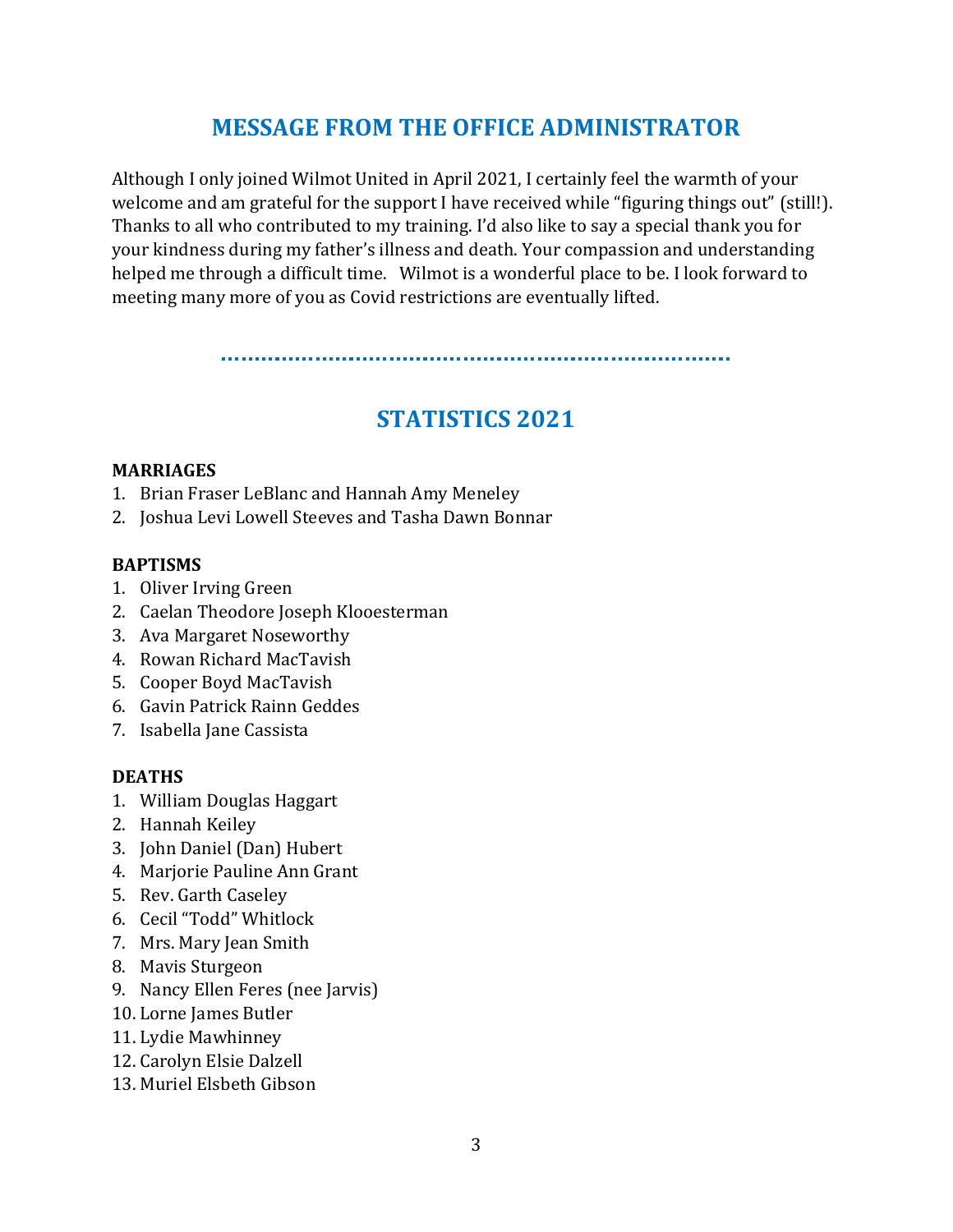## MESSAGE FROM THE OFFICE ADMINISTRATOR

Although I only joined Wilmot United in April 2021, I certainly feel the warmth of your welcome and am grateful for the support I have received while "figuring things out" (still!). Thanks to all who contributed to my training. I'd also like to say a special thank you for your kindness during my father's illness and death. Your compassion and understanding helped me through a difficult time. Wilmot is a wonderful place to be. I look forward to meeting many more of you as Covid restrictions are eventually lifted.

## STATISTICS 2021

**MARRIAGES**

1. Brian Fraser LeBlanc and Hannah Amy Meneley
2. Joshua Levi Lowell Steeves and Tasha Dawn Bonnar

**BAPTISMS**

1. Oliver Irving Green
2. Caelan Theodore Joseph Klooesterman
3. Ava Margaret Noseworthy
4. Rowan Richard MacTavish
5. Cooper Boyd MacTavish
6. Gavin Patrick Rainn Geddes
7. Isabella Jane Cassista

**DEATHS**

1. William Douglas Haggart
2. Hannah Keiley
3. John Daniel (Dan) Hubert
4. Marjorie Pauline Ann Grant
5. Rev. Garth Caseley
6. Cecil "Todd" Whitlock
7. Mrs. Mary Jean Smith
8. Mavis Sturgeon
9. Nancy Ellen Feres (nee Jarvis)
10. Lorne James Butler
11. Lydie Mawhinney
12. Carolyn Elsie Dalzell
13. Muriel Elsbeth Gibson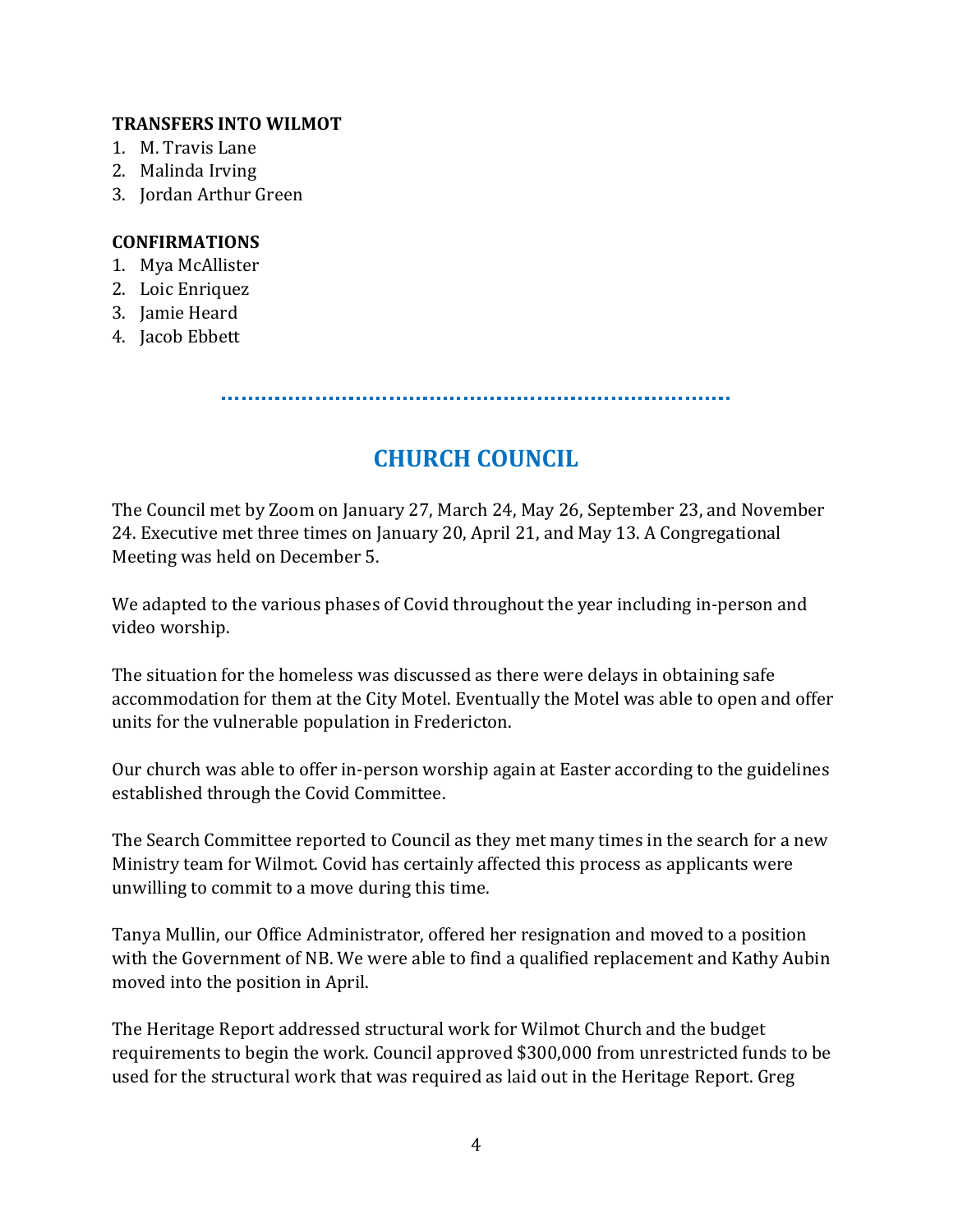**TRANSFERS INTO WILMOT**

1. M. Travis Lane
2. Malinda Irving
3. Jordan Arthur Green

**CONFIRMATIONS**

1. Mya McAllister
2. Loic Enriquez
3. Jamie Heard
4. Jacob Ebbett

---

## CHURCH COUNCIL

The Council met by Zoom on January 27, March 24, May 26, September 23, and November 24. Executive met three times on January 20, April 21, and May 13. A Congregational Meeting was held on December 5.

We adapted to the various phases of Covid throughout the year including in-person and video worship.

The situation for the homeless was discussed as there were delays in obtaining safe accommodation for them at the City Motel. Eventually the Motel was able to open and offer units for the vulnerable population in Fredericton.

Our church was able to offer in-person worship again at Easter according to the guidelines established through the Covid Committee.

The Search Committee reported to Council as they met many times in the search for a new Ministry team for Wilmot. Covid has certainly affected this process as applicants were unwilling to commit to a move during this time.

Tanya Mullin, our Office Administrator, offered her resignation and moved to a position with the Government of NB. We were able to find a qualified replacement and Kathy Aubin moved into the position in April.

The Heritage Report addressed structural work for Wilmot Church and the budget requirements to begin the work. Council approved $300,000 from unrestricted funds to be used for the structural work that was required as laid out in the Heritage Report. Greg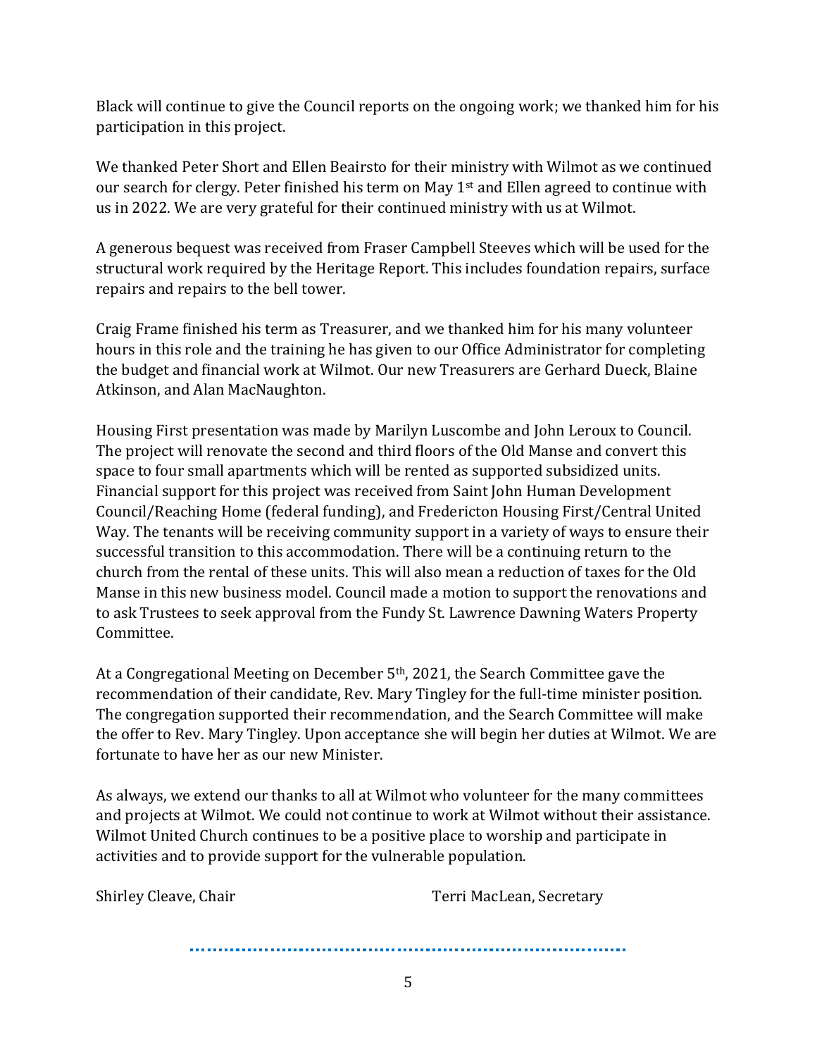Black will continue to give the Council reports on the ongoing work; we thanked him for his participation in this project.

We thanked Peter Short and Ellen Beairsto for their ministry with Wilmot as we continued our search for clergy. Peter finished his term on May 1st and Ellen agreed to continue with us in 2022. We are very grateful for their continued ministry with us at Wilmot.

A generous bequest was received from Fraser Campbell Steeves which will be used for the structural work required by the Heritage Report. This includes foundation repairs, surface repairs and repairs to the bell tower.

Craig Frame finished his term as Treasurer, and we thanked him for his many volunteer hours in this role and the training he has given to our Office Administrator for completing the budget and financial work at Wilmot. Our new Treasurers are Gerhard Dueck, Blaine Atkinson, and Alan MacNaughton.

Housing First presentation was made by Marilyn Luscombe and John Leroux to Council. The project will renovate the second and third floors of the Old Manse and convert this space to four small apartments which will be rented as supported subsidized units. Financial support for this project was received from Saint John Human Development Council/Reaching Home (federal funding), and Fredericton Housing First/Central United Way. The tenants will be receiving community support in a variety of ways to ensure their successful transition to this accommodation. There will be a continuing return to the church from the rental of these units. This will also mean a reduction of taxes for the Old Manse in this new business model. Council made a motion to support the renovations and to ask Trustees to seek approval from the Fundy St. Lawrence Dawning Waters Property Committee.

At a Congregational Meeting on December 5th, 2021, the Search Committee gave the recommendation of their candidate, Rev. Mary Tingley for the full-time minister position. The congregation supported their recommendation, and the Search Committee will make the offer to Rev. Mary Tingley. Upon acceptance she will begin her duties at Wilmot. We are fortunate to have her as our new Minister.

As always, we extend our thanks to all at Wilmot who volunteer for the many committees and projects at Wilmot. We could not continue to work at Wilmot without their assistance. Wilmot United Church continues to be a positive place to worship and participate in activities and to provide support for the vulnerable population.

Shirley Cleave, Chair Terri MacLean, Secretary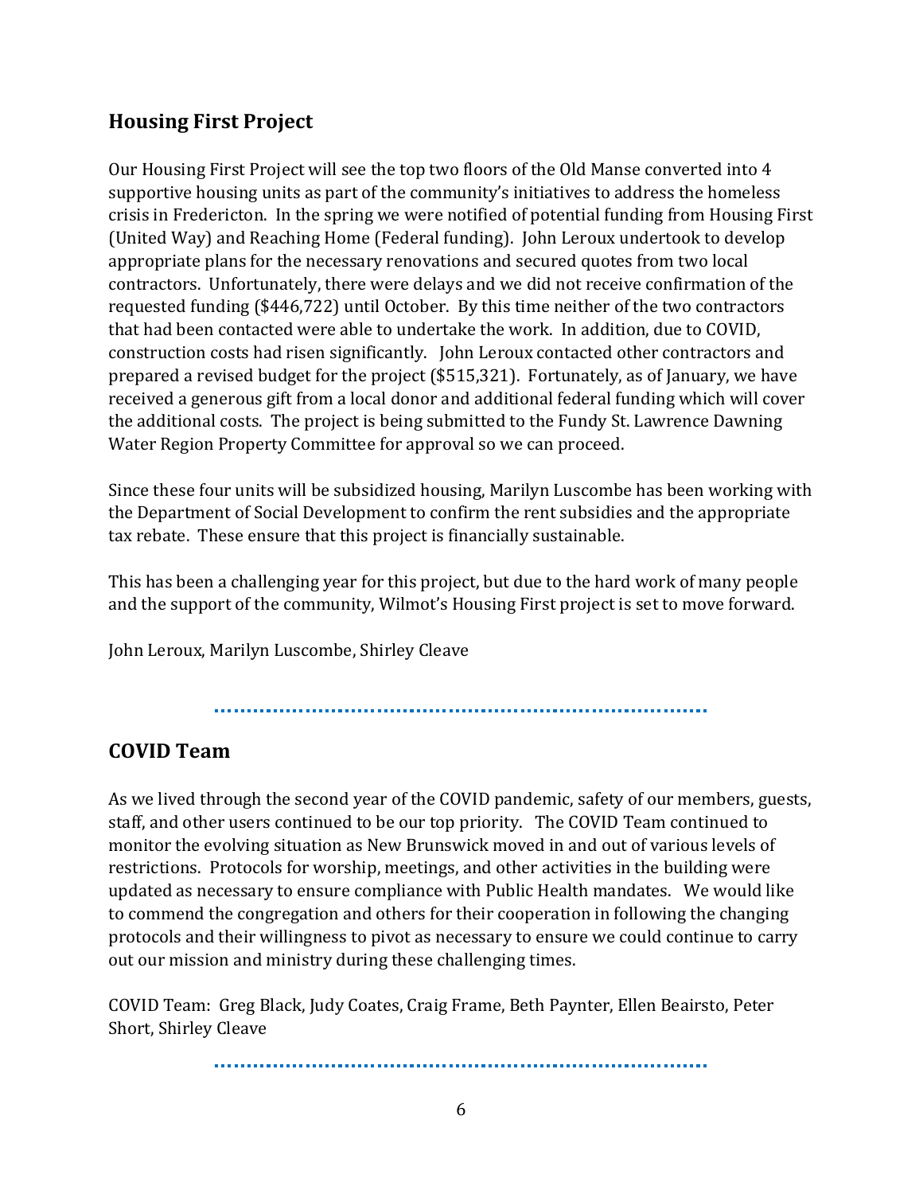## Housing First Project

Our Housing First Project will see the top two floors of the Old Manse converted into 4 supportive housing units as part of the community's initiatives to address the homeless crisis in Fredericton. In the spring we were notified of potential funding from Housing First (United Way) and Reaching Home (Federal funding). John Leroux undertook to develop appropriate plans for the necessary renovations and secured quotes from two local contractors. Unfortunately, there were delays and we did not receive confirmation of the requested funding ($446,722) until October. By this time neither of the two contractors that had been contacted were able to undertake the work. In addition, due to COVID, construction costs had risen significantly. John Leroux contacted other contractors and prepared a revised budget for the project ($515,321). Fortunately, as of January, we have received a generous gift from a local donor and additional federal funding which will cover the additional costs. The project is being submitted to the Fundy St. Lawrence Dawning Water Region Property Committee for approval so we can proceed.

Since these four units will be subsidized housing, Marilyn Luscombe has been working with the Department of Social Development to confirm the rent subsidies and the appropriate tax rebate. These ensure that this project is financially sustainable.

This has been a challenging year for this project, but due to the hard work of many people and the support of the community, Wilmot's Housing First project is set to move forward.

John Leroux, Marilyn Luscombe, Shirley Cleave

## COVID Team

As we lived through the second year of the COVID pandemic, safety of our members, guests, staff, and other users continued to be our top priority. The COVID Team continued to monitor the evolving situation as New Brunswick moved in and out of various levels of restrictions. Protocols for worship, meetings, and other activities in the building were updated as necessary to ensure compliance with Public Health mandates. We would like to commend the congregation and others for their cooperation in following the changing protocols and their willingness to pivot as necessary to ensure we could continue to carry out our mission and ministry during these challenging times.

COVID Team: Greg Black, Judy Coates, Craig Frame, Beth Paynter, Ellen Beairsto, Peter Short, Shirley Cleave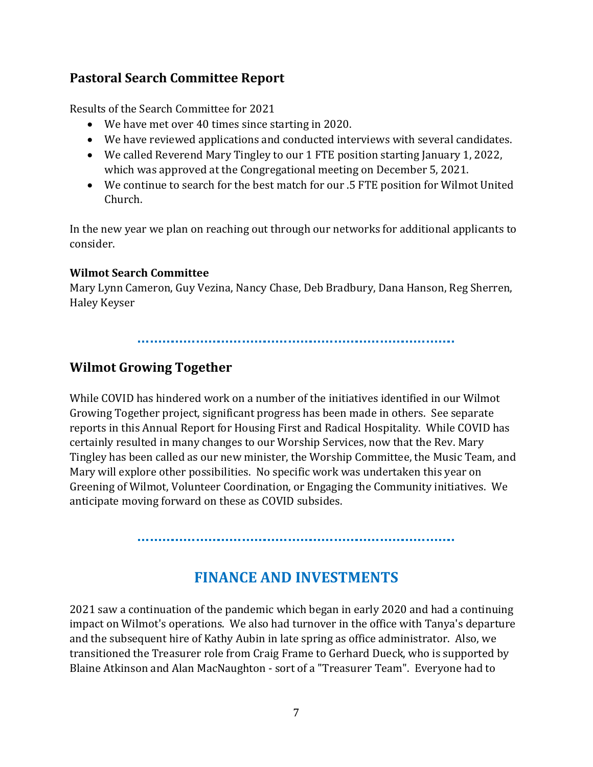## Pastoral Search Committee Report

Results of the Search Committee for 2021

- We have met over 40 times since starting in 2020.
- We have reviewed applications and conducted interviews with several candidates.
- We called Reverend Mary Tingley to our 1 FTE position starting January 1, 2022, which was approved at the Congregational meeting on December 5, 2021.
- We continue to search for the best match for our .5 FTE position for Wilmot United Church.

In the new year we plan on reaching out through our networks for additional applicants to consider.

**Wilmot Search Committee**
Mary Lynn Cameron, Guy Vezina, Nancy Chase, Deb Bradbury, Dana Hanson, Reg Sherren, Haley Keyser

## Wilmot Growing Together

While COVID has hindered work on a number of the initiatives identified in our Wilmot Growing Together project, significant progress has been made in others. See separate reports in this Annual Report for Housing First and Radical Hospitality. While COVID has certainly resulted in many changes to our Worship Services, now that the Rev. Mary Tingley has been called as our new minister, the Worship Committee, the Music Team, and Mary will explore other possibilities. No specific work was undertaken this year on Greening of Wilmot, Volunteer Coordination, or Engaging the Community initiatives. We anticipate moving forward on these as COVID subsides.

# FINANCE AND INVESTMENTS

2021 saw a continuation of the pandemic which began in early 2020 and had a continuing impact on Wilmot's operations. We also had turnover in the office with Tanya's departure and the subsequent hire of Kathy Aubin in late spring as office administrator. Also, we transitioned the Treasurer role from Craig Frame to Gerhard Dueck, who is supported by Blaine Atkinson and Alan MacNaughton - sort of a "Treasurer Team". Everyone had to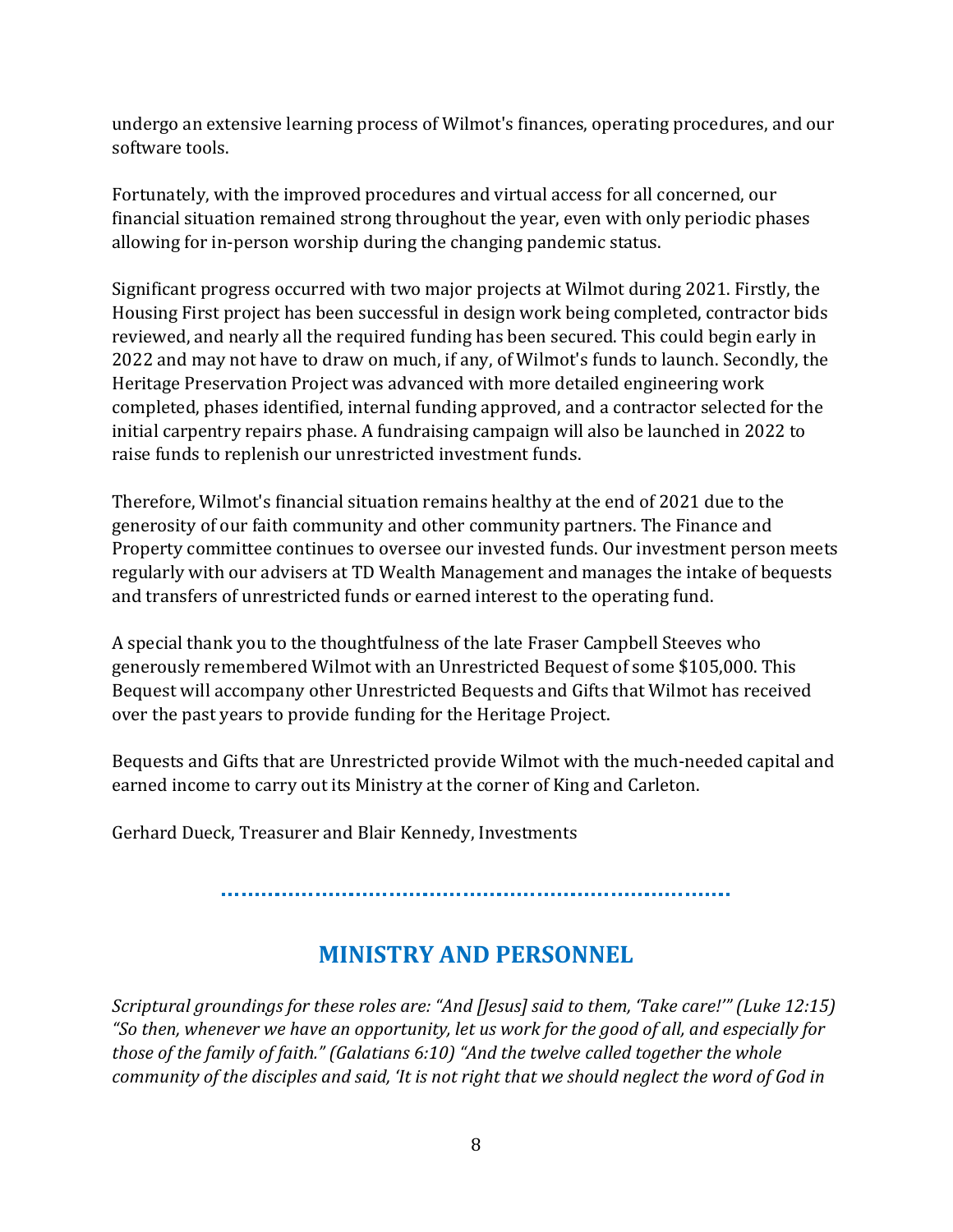undergo an extensive learning process of Wilmot's finances, operating procedures, and our software tools.

Fortunately, with the improved procedures and virtual access for all concerned, our financial situation remained strong throughout the year, even with only periodic phases allowing for in-person worship during the changing pandemic status.

Significant progress occurred with two major projects at Wilmot during 2021. Firstly, the Housing First project has been successful in design work being completed, contractor bids reviewed, and nearly all the required funding has been secured. This could begin early in 2022 and may not have to draw on much, if any, of Wilmot's funds to launch. Secondly, the Heritage Preservation Project was advanced with more detailed engineering work completed, phases identified, internal funding approved, and a contractor selected for the initial carpentry repairs phase. A fundraising campaign will also be launched in 2022 to raise funds to replenish our unrestricted investment funds.

Therefore, Wilmot's financial situation remains healthy at the end of 2021 due to the generosity of our faith community and other community partners. The Finance and Property committee continues to oversee our invested funds. Our investment person meets regularly with our advisers at TD Wealth Management and manages the intake of bequests and transfers of unrestricted funds or earned interest to the operating fund.

A special thank you to the thoughtfulness of the late Fraser Campbell Steeves who generously remembered Wilmot with an Unrestricted Bequest of some $105,000. This Bequest will accompany other Unrestricted Bequests and Gifts that Wilmot has received over the past years to provide funding for the Heritage Project.

Bequests and Gifts that are Unrestricted provide Wilmot with the much-needed capital and earned income to carry out its Ministry at the corner of King and Carleton.

Gerhard Dueck, Treasurer and Blair Kennedy, Investments

## MINISTRY AND PERSONNEL

*Scriptural groundings for these roles are: "And [Jesus] said to them, 'Take care!'" (Luke 12:15) "So then, whenever we have an opportunity, let us work for the good of all, and especially for those of the family of faith." (Galatians 6:10) "And the twelve called together the whole community of the disciples and said, 'It is not right that we should neglect the word of God in*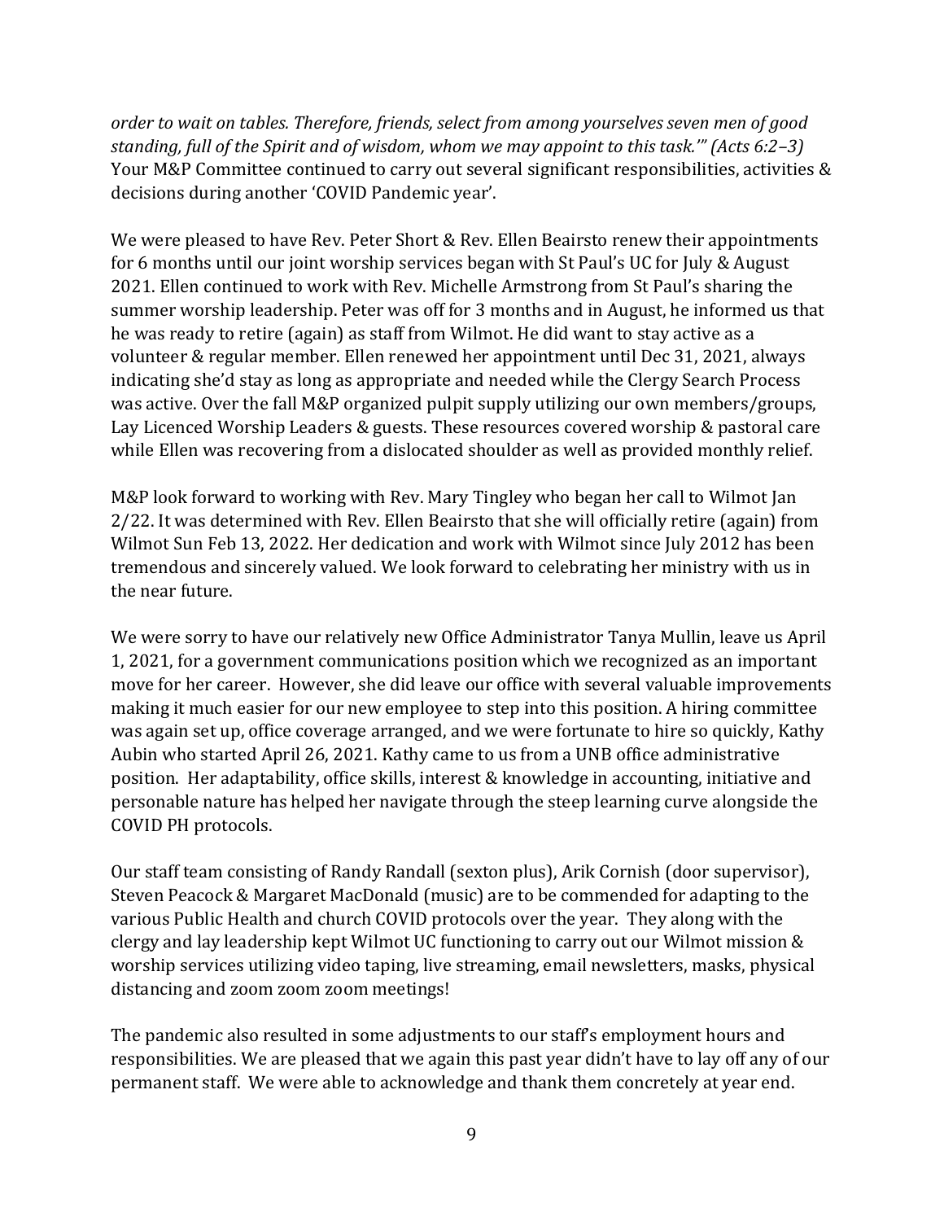*order to wait on tables. Therefore, friends, select from among yourselves seven men of good standing, full of the Spirit and of wisdom, whom we may appoint to this task.'" (Acts 6:2–3)* Your M&P Committee continued to carry out several significant responsibilities, activities & decisions during another 'COVID Pandemic year'.

We were pleased to have Rev. Peter Short & Rev. Ellen Beairsto renew their appointments for 6 months until our joint worship services began with St Paul's UC for July & August 2021. Ellen continued to work with Rev. Michelle Armstrong from St Paul's sharing the summer worship leadership. Peter was off for 3 months and in August, he informed us that he was ready to retire (again) as staff from Wilmot. He did want to stay active as a volunteer & regular member. Ellen renewed her appointment until Dec 31, 2021, always indicating she'd stay as long as appropriate and needed while the Clergy Search Process was active. Over the fall M&P organized pulpit supply utilizing our own members/groups, Lay Licenced Worship Leaders & guests. These resources covered worship & pastoral care while Ellen was recovering from a dislocated shoulder as well as provided monthly relief.

M&P look forward to working with Rev. Mary Tingley who began her call to Wilmot Jan 2/22. It was determined with Rev. Ellen Beairsto that she will officially retire (again) from Wilmot Sun Feb 13, 2022. Her dedication and work with Wilmot since July 2012 has been tremendous and sincerely valued. We look forward to celebrating her ministry with us in the near future.

We were sorry to have our relatively new Office Administrator Tanya Mullin, leave us April 1, 2021, for a government communications position which we recognized as an important move for her career. However, she did leave our office with several valuable improvements making it much easier for our new employee to step into this position. A hiring committee was again set up, office coverage arranged, and we were fortunate to hire so quickly, Kathy Aubin who started April 26, 2021. Kathy came to us from a UNB office administrative position. Her adaptability, office skills, interest & knowledge in accounting, initiative and personable nature has helped her navigate through the steep learning curve alongside the COVID PH protocols.

Our staff team consisting of Randy Randall (sexton plus), Arik Cornish (door supervisor), Steven Peacock & Margaret MacDonald (music) are to be commended for adapting to the various Public Health and church COVID protocols over the year. They along with the clergy and lay leadership kept Wilmot UC functioning to carry out our Wilmot mission & worship services utilizing video taping, live streaming, email newsletters, masks, physical distancing and zoom zoom zoom meetings!

The pandemic also resulted in some adjustments to our staff's employment hours and responsibilities. We are pleased that we again this past year didn't have to lay off any of our permanent staff. We were able to acknowledge and thank them concretely at year end.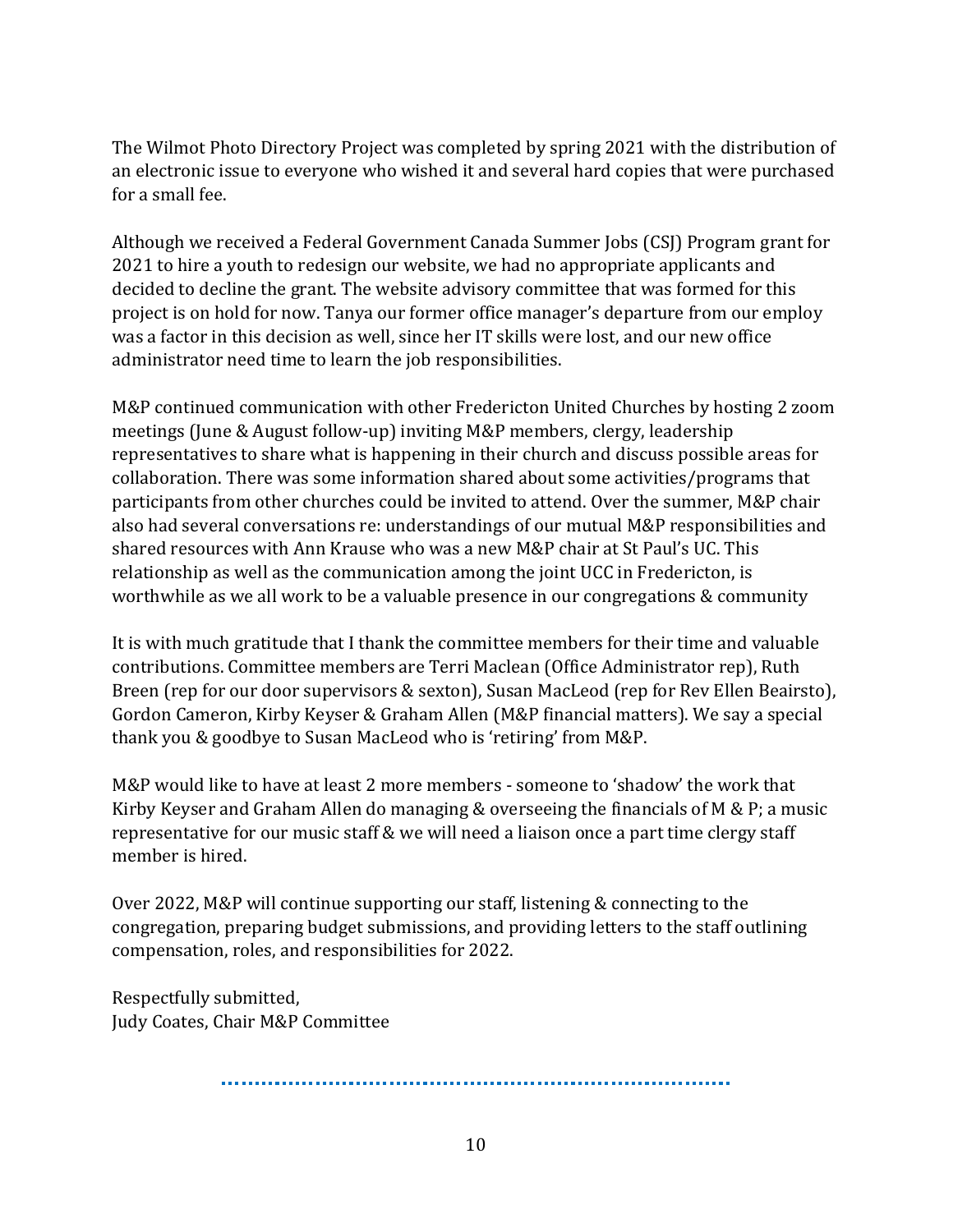The Wilmot Photo Directory Project was completed by spring 2021 with the distribution of an electronic issue to everyone who wished it and several hard copies that were purchased for a small fee.

Although we received a Federal Government Canada Summer Jobs (CSJ) Program grant for 2021 to hire a youth to redesign our website, we had no appropriate applicants and decided to decline the grant. The website advisory committee that was formed for this project is on hold for now. Tanya our former office manager's departure from our employ was a factor in this decision as well, since her IT skills were lost, and our new office administrator need time to learn the job responsibilities.

M&P continued communication with other Fredericton United Churches by hosting 2 zoom meetings (June & August follow-up) inviting M&P members, clergy, leadership representatives to share what is happening in their church and discuss possible areas for collaboration. There was some information shared about some activities/programs that participants from other churches could be invited to attend. Over the summer, M&P chair also had several conversations re: understandings of our mutual M&P responsibilities and shared resources with Ann Krause who was a new M&P chair at St Paul's UC. This relationship as well as the communication among the joint UCC in Fredericton, is worthwhile as we all work to be a valuable presence in our congregations & community

It is with much gratitude that I thank the committee members for their time and valuable contributions. Committee members are Terri Maclean (Office Administrator rep), Ruth Breen (rep for our door supervisors & sexton), Susan MacLeod (rep for Rev Ellen Beairsto), Gordon Cameron, Kirby Keyser & Graham Allen (M&P financial matters). We say a special thank you & goodbye to Susan MacLeod who is 'retiring' from M&P.

M&P would like to have at least 2 more members - someone to 'shadow' the work that Kirby Keyser and Graham Allen do managing & overseeing the financials of M & P; a music representative for our music staff & we will need a liaison once a part time clergy staff member is hired.

Over 2022, M&P will continue supporting our staff, listening & connecting to the congregation, preparing budget submissions, and providing letters to the staff outlining compensation, roles, and responsibilities for 2022.

Respectfully submitted,
Judy Coates, Chair M&P Committee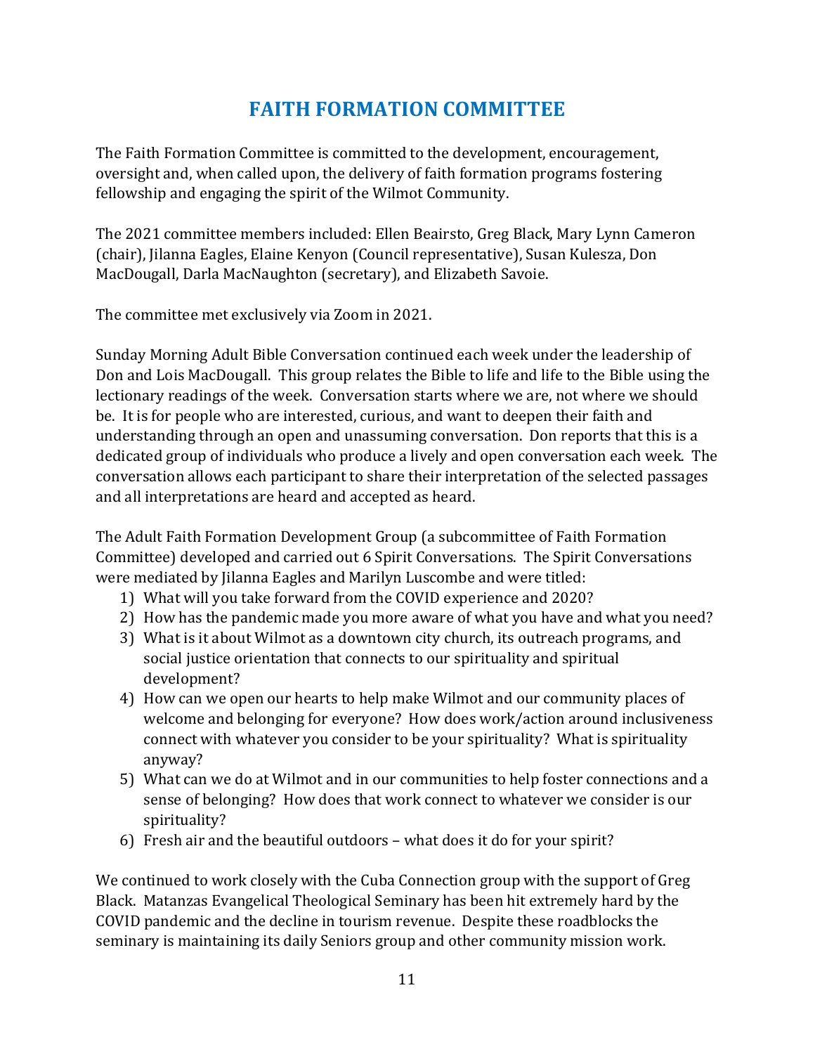# FAITH FORMATION COMMITTEE

The Faith Formation Committee is committed to the development, encouragement, oversight and, when called upon, the delivery of faith formation programs fostering fellowship and engaging the spirit of the Wilmot Community.

The 2021 committee members included: Ellen Beairsto, Greg Black, Mary Lynn Cameron (chair), Jilanna Eagles, Elaine Kenyon (Council representative), Susan Kulesza, Don MacDougall, Darla MacNaughton (secretary), and Elizabeth Savoie.

The committee met exclusively via Zoom in 2021.

Sunday Morning Adult Bible Conversation continued each week under the leadership of Don and Lois MacDougall. This group relates the Bible to life and life to the Bible using the lectionary readings of the week. Conversation starts where we are, not where we should be. It is for people who are interested, curious, and want to deepen their faith and understanding through an open and unassuming conversation. Don reports that this is a dedicated group of individuals who produce a lively and open conversation each week. The conversation allows each participant to share their interpretation of the selected passages and all interpretations are heard and accepted as heard.

The Adult Faith Formation Development Group (a subcommittee of Faith Formation Committee) developed and carried out 6 Spirit Conversations. The Spirit Conversations were mediated by Jilanna Eagles and Marilyn Luscombe and were titled:

1) What will you take forward from the COVID experience and 2020?
2) How has the pandemic made you more aware of what you have and what you need?
3) What is it about Wilmot as a downtown city church, its outreach programs, and social justice orientation that connects to our spirituality and spiritual development?
4) How can we open our hearts to help make Wilmot and our community places of welcome and belonging for everyone? How does work/action around inclusiveness connect with whatever you consider to be your spirituality? What is spirituality anyway?
5) What can we do at Wilmot and in our communities to help foster connections and a sense of belonging? How does that work connect to whatever we consider is our spirituality?
6) Fresh air and the beautiful outdoors – what does it do for your spirit?

We continued to work closely with the Cuba Connection group with the support of Greg Black. Matanzas Evangelical Theological Seminary has been hit extremely hard by the COVID pandemic and the decline in tourism revenue. Despite these roadblocks the seminary is maintaining its daily Seniors group and other community mission work.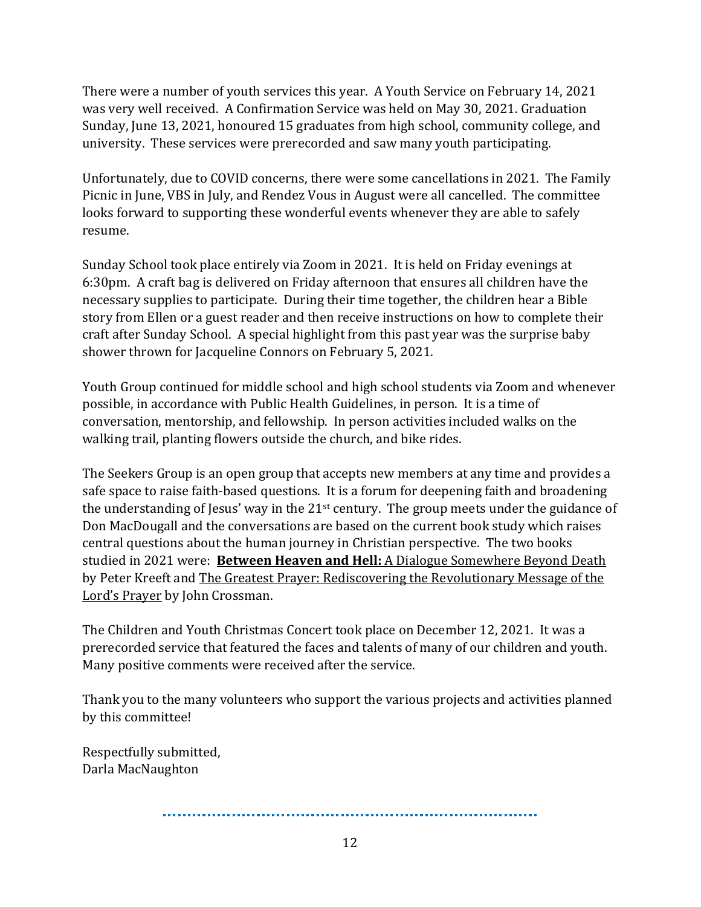There were a number of youth services this year. A Youth Service on February 14, 2021 was very well received. A Confirmation Service was held on May 30, 2021. Graduation Sunday, June 13, 2021, honoured 15 graduates from high school, community college, and university. These services were prerecorded and saw many youth participating.

Unfortunately, due to COVID concerns, there were some cancellations in 2021. The Family Picnic in June, VBS in July, and Rendez Vous in August were all cancelled. The committee looks forward to supporting these wonderful events whenever they are able to safely resume.

Sunday School took place entirely via Zoom in 2021. It is held on Friday evenings at 6:30pm. A craft bag is delivered on Friday afternoon that ensures all children have the necessary supplies to participate. During their time together, the children hear a Bible story from Ellen or a guest reader and then receive instructions on how to complete their craft after Sunday School. A special highlight from this past year was the surprise baby shower thrown for Jacqueline Connors on February 5, 2021.

Youth Group continued for middle school and high school students via Zoom and whenever possible, in accordance with Public Health Guidelines, in person. It is a time of conversation, mentorship, and fellowship. In person activities included walks on the walking trail, planting flowers outside the church, and bike rides.

The Seekers Group is an open group that accepts new members at any time and provides a safe space to raise faith-based questions. It is a forum for deepening faith and broadening the understanding of Jesus' way in the 21st century. The group meets under the guidance of Don MacDougall and the conversations are based on the current book study which raises central questions about the human journey in Christian perspective. The two books studied in 2021 were: **Between Heaven and Hell:** A Dialogue Somewhere Beyond Death by Peter Kreeft and The Greatest Prayer: Rediscovering the Revolutionary Message of the Lord's Prayer by John Crossman.

The Children and Youth Christmas Concert took place on December 12, 2021. It was a prerecorded service that featured the faces and talents of many of our children and youth. Many positive comments were received after the service.

Thank you to the many volunteers who support the various projects and activities planned by this committee!

Respectfully submitted,
Darla MacNaughton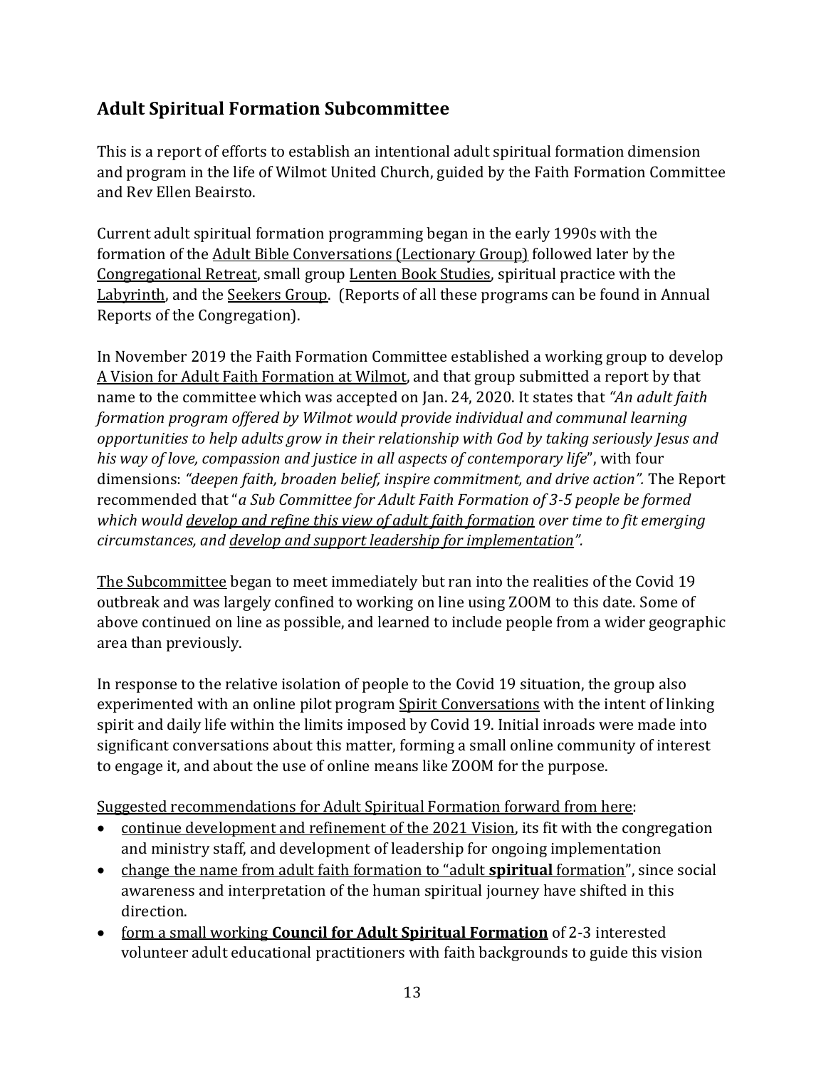## Adult Spiritual Formation Subcommittee

This is a report of efforts to establish an intentional adult spiritual formation dimension and program in the life of Wilmot United Church, guided by the Faith Formation Committee and Rev Ellen Beairsto.

Current adult spiritual formation programming began in the early 1990s with the formation of the <u>Adult Bible Conversations (Lectionary Group)</u> followed later by the <u>Congregational Retreat</u>, small group <u>Lenten Book Studies</u>, spiritual practice with the <u>Labyrinth</u>, and the <u>Seekers Group</u>. (Reports of all these programs can be found in Annual Reports of the Congregation).

In November 2019 the Faith Formation Committee established a working group to develop <u>A Vision for Adult Faith Formation at Wilmot</u>, and that group submitted a report by that name to the committee which was accepted on Jan. 24, 2020. It states that *"An adult faith formation program offered by Wilmot would provide individual and communal learning opportunities to help adults grow in their relationship with God by taking seriously Jesus and his way of love, compassion and justice in all aspects of contemporary life*", with four dimensions: *"deepen faith, broaden belief, inspire commitment, and drive action".* The Report recommended that "*a Sub Committee for Adult Faith Formation of 3-5 people be formed which would <u>develop and refine this view of adult faith formation</u> over time to fit emerging circumstances, and <u>develop and support leadership for implementation</u>".*

<u>The Subcommittee</u> began to meet immediately but ran into the realities of the Covid 19 outbreak and was largely confined to working on line using ZOOM to this date. Some of above continued on line as possible, and learned to include people from a wider geographic area than previously.

In response to the relative isolation of people to the Covid 19 situation, the group also experimented with an online pilot program <u>Spirit Conversations</u> with the intent of linking spirit and daily life within the limits imposed by Covid 19. Initial inroads were made into significant conversations about this matter, forming a small online community of interest to engage it, and about the use of online means like ZOOM for the purpose.

<u>Suggested recommendations for Adult Spiritual Formation forward from here</u>:

- <u>continue development and refinement of the 2021 Vision</u>, its fit with the congregation and ministry staff, and development of leadership for ongoing implementation
- <u>change the name from adult faith formation to "adult **spiritual** formation</u>", since social awareness and interpretation of the human spiritual journey have shifted in this direction.
- <u>form a small working **Council for Adult Spiritual Formation**</u> of 2-3 interested volunteer adult educational practitioners with faith backgrounds to guide this vision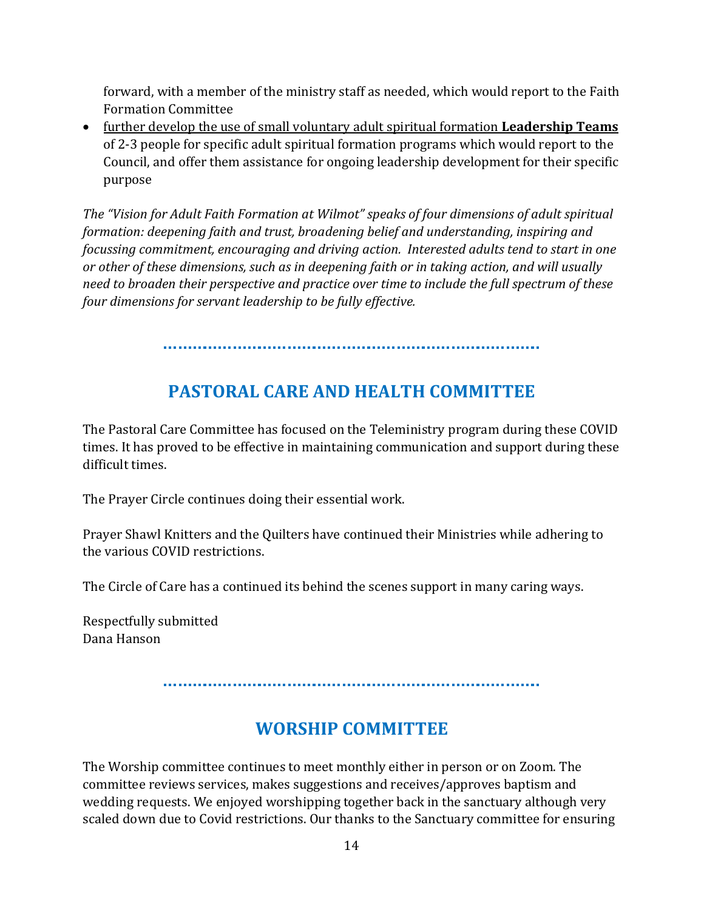forward, with a member of the ministry staff as needed, which would report to the Faith Formation Committee

- <u>further develop the use of small voluntary adult spiritual formation **Leadership Teams**</u> of 2-3 people for specific adult spiritual formation programs which would report to the Council, and offer them assistance for ongoing leadership development for their specific purpose

*The "Vision for Adult Faith Formation at Wilmot" speaks of four dimensions of adult spiritual formation: deepening faith and trust, broadening belief and understanding, inspiring and focussing commitment, encouraging and driving action. Interested adults tend to start in one or other of these dimensions, such as in deepening faith or in taking action, and will usually need to broaden their perspective and practice over time to include the full spectrum of these four dimensions for servant leadership to be fully effective.*

## PASTORAL CARE AND HEALTH COMMITTEE

The Pastoral Care Committee has focused on the Teleministry program during these COVID times. It has proved to be effective in maintaining communication and support during these difficult times.

The Prayer Circle continues doing their essential work.

Prayer Shawl Knitters and the Quilters have continued their Ministries while adhering to the various COVID restrictions.

The Circle of Care has a continued its behind the scenes support in many caring ways.

Respectfully submitted
Dana Hanson

## WORSHIP COMMITTEE

The Worship committee continues to meet monthly either in person or on Zoom. The committee reviews services, makes suggestions and receives/approves baptism and wedding requests. We enjoyed worshipping together back in the sanctuary although very scaled down due to Covid restrictions. Our thanks to the Sanctuary committee for ensuring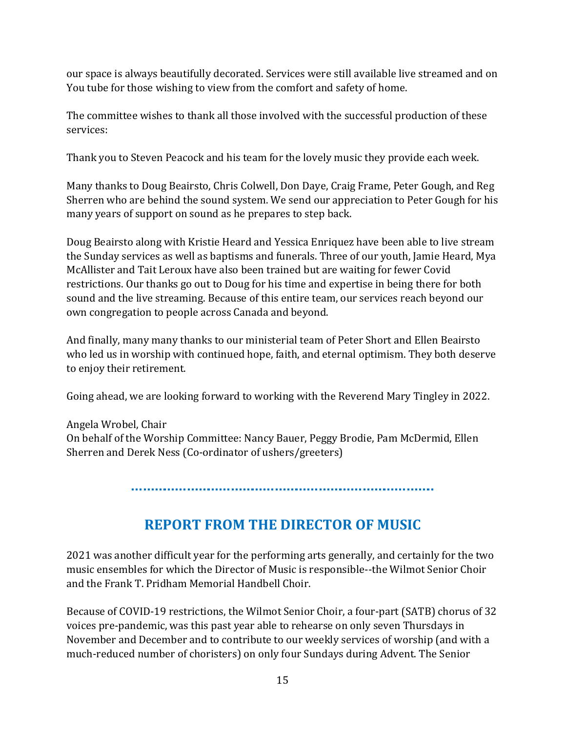our space is always beautifully decorated. Services were still available live streamed and on You tube for those wishing to view from the comfort and safety of home.

The committee wishes to thank all those involved with the successful production of these services:

Thank you to Steven Peacock and his team for the lovely music they provide each week.

Many thanks to Doug Beairsto, Chris Colwell, Don Daye, Craig Frame, Peter Gough, and Reg Sherren who are behind the sound system. We send our appreciation to Peter Gough for his many years of support on sound as he prepares to step back.

Doug Beairsto along with Kristie Heard and Yessica Enriquez have been able to live stream the Sunday services as well as baptisms and funerals. Three of our youth, Jamie Heard, Mya McAllister and Tait Leroux have also been trained but are waiting for fewer Covid restrictions. Our thanks go out to Doug for his time and expertise in being there for both sound and the live streaming. Because of this entire team, our services reach beyond our own congregation to people across Canada and beyond.

And finally, many many thanks to our ministerial team of Peter Short and Ellen Beairsto who led us in worship with continued hope, faith, and eternal optimism. They both deserve to enjoy their retirement.

Going ahead, we are looking forward to working with the Reverend Mary Tingley in 2022.

Angela Wrobel, Chair
On behalf of the Worship Committee: Nancy Bauer, Peggy Brodie, Pam McDermid, Ellen Sherren and Derek Ness (Co-ordinator of ushers/greeters)

## REPORT FROM THE DIRECTOR OF MUSIC

2021 was another difficult year for the performing arts generally, and certainly for the two music ensembles for which the Director of Music is responsible--the Wilmot Senior Choir and the Frank T. Pridham Memorial Handbell Choir.

Because of COVID-19 restrictions, the Wilmot Senior Choir, a four-part (SATB) chorus of 32 voices pre-pandemic, was this past year able to rehearse on only seven Thursdays in November and December and to contribute to our weekly services of worship (and with a much-reduced number of choristers) on only four Sundays during Advent. The Senior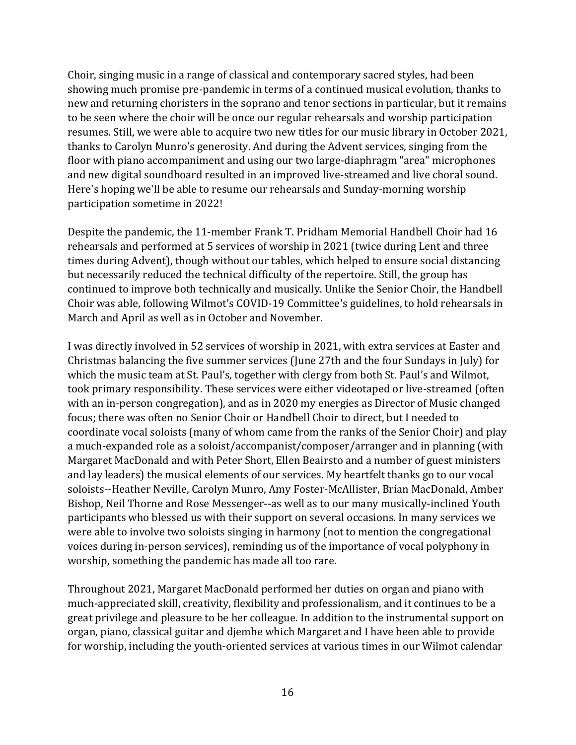Choir, singing music in a range of classical and contemporary sacred styles, had been showing much promise pre-pandemic in terms of a continued musical evolution, thanks to new and returning choristers in the soprano and tenor sections in particular, but it remains to be seen where the choir will be once our regular rehearsals and worship participation resumes. Still, we were able to acquire two new titles for our music library in October 2021, thanks to Carolyn Munro's generosity. And during the Advent services, singing from the floor with piano accompaniment and using our two large-diaphragm "area" microphones and new digital soundboard resulted in an improved live-streamed and live choral sound. Here's hoping we'll be able to resume our rehearsals and Sunday-morning worship participation sometime in 2022!

Despite the pandemic, the 11-member Frank T. Pridham Memorial Handbell Choir had 16 rehearsals and performed at 5 services of worship in 2021 (twice during Lent and three times during Advent), though without our tables, which helped to ensure social distancing but necessarily reduced the technical difficulty of the repertoire. Still, the group has continued to improve both technically and musically. Unlike the Senior Choir, the Handbell Choir was able, following Wilmot's COVID-19 Committee's guidelines, to hold rehearsals in March and April as well as in October and November.

I was directly involved in 52 services of worship in 2021, with extra services at Easter and Christmas balancing the five summer services (June 27th and the four Sundays in July) for which the music team at St. Paul's, together with clergy from both St. Paul's and Wilmot, took primary responsibility. These services were either videotaped or live-streamed (often with an in-person congregation), and as in 2020 my energies as Director of Music changed focus; there was often no Senior Choir or Handbell Choir to direct, but I needed to coordinate vocal soloists (many of whom came from the ranks of the Senior Choir) and play a much-expanded role as a soloist/accompanist/composer/arranger and in planning (with Margaret MacDonald and with Peter Short, Ellen Beairsto and a number of guest ministers and lay leaders) the musical elements of our services. My heartfelt thanks go to our vocal soloists--Heather Neville, Carolyn Munro, Amy Foster-McAllister, Brian MacDonald, Amber Bishop, Neil Thorne and Rose Messenger--as well as to our many musically-inclined Youth participants who blessed us with their support on several occasions. In many services we were able to involve two soloists singing in harmony (not to mention the congregational voices during in-person services), reminding us of the importance of vocal polyphony in worship, something the pandemic has made all too rare.

Throughout 2021, Margaret MacDonald performed her duties on organ and piano with much-appreciated skill, creativity, flexibility and professionalism, and it continues to be a great privilege and pleasure to be her colleague. In addition to the instrumental support on organ, piano, classical guitar and djembe which Margaret and I have been able to provide for worship, including the youth-oriented services at various times in our Wilmot calendar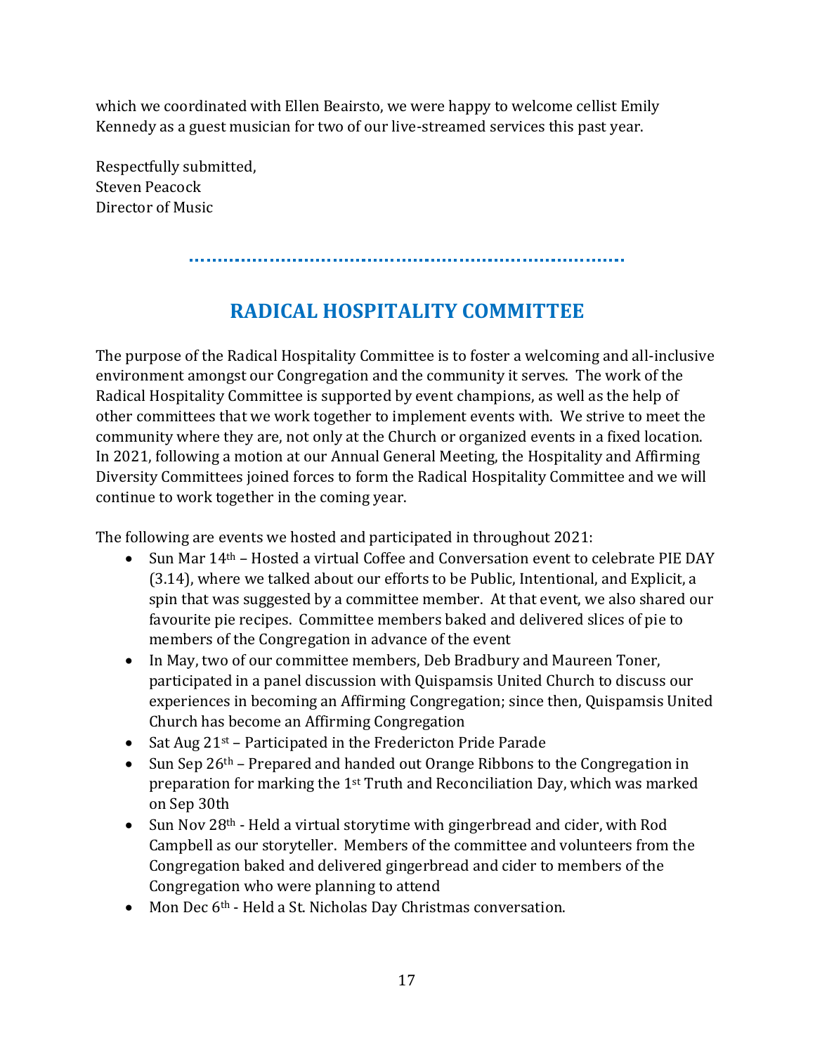which we coordinated with Ellen Beairsto, we were happy to welcome cellist Emily Kennedy as a guest musician for two of our live-streamed services this past year.

Respectfully submitted,
Steven Peacock
Director of Music

## RADICAL HOSPITALITY COMMITTEE

The purpose of the Radical Hospitality Committee is to foster a welcoming and all-inclusive environment amongst our Congregation and the community it serves. The work of the Radical Hospitality Committee is supported by event champions, as well as the help of other committees that we work together to implement events with. We strive to meet the community where they are, not only at the Church or organized events in a fixed location. In 2021, following a motion at our Annual General Meeting, the Hospitality and Affirming Diversity Committees joined forces to form the Radical Hospitality Committee and we will continue to work together in the coming year.

The following are events we hosted and participated in throughout 2021:

- Sun Mar 14th – Hosted a virtual Coffee and Conversation event to celebrate PIE DAY (3.14), where we talked about our efforts to be Public, Intentional, and Explicit, a spin that was suggested by a committee member. At that event, we also shared our favourite pie recipes. Committee members baked and delivered slices of pie to members of the Congregation in advance of the event
- In May, two of our committee members, Deb Bradbury and Maureen Toner, participated in a panel discussion with Quispamsis United Church to discuss our experiences in becoming an Affirming Congregation; since then, Quispamsis United Church has become an Affirming Congregation
- Sat Aug 21st – Participated in the Fredericton Pride Parade
- Sun Sep 26th – Prepared and handed out Orange Ribbons to the Congregation in preparation for marking the 1st Truth and Reconciliation Day, which was marked on Sep 30th
- Sun Nov 28th - Held a virtual storytime with gingerbread and cider, with Rod Campbell as our storyteller. Members of the committee and volunteers from the Congregation baked and delivered gingerbread and cider to members of the Congregation who were planning to attend
- Mon Dec 6th - Held a St. Nicholas Day Christmas conversation.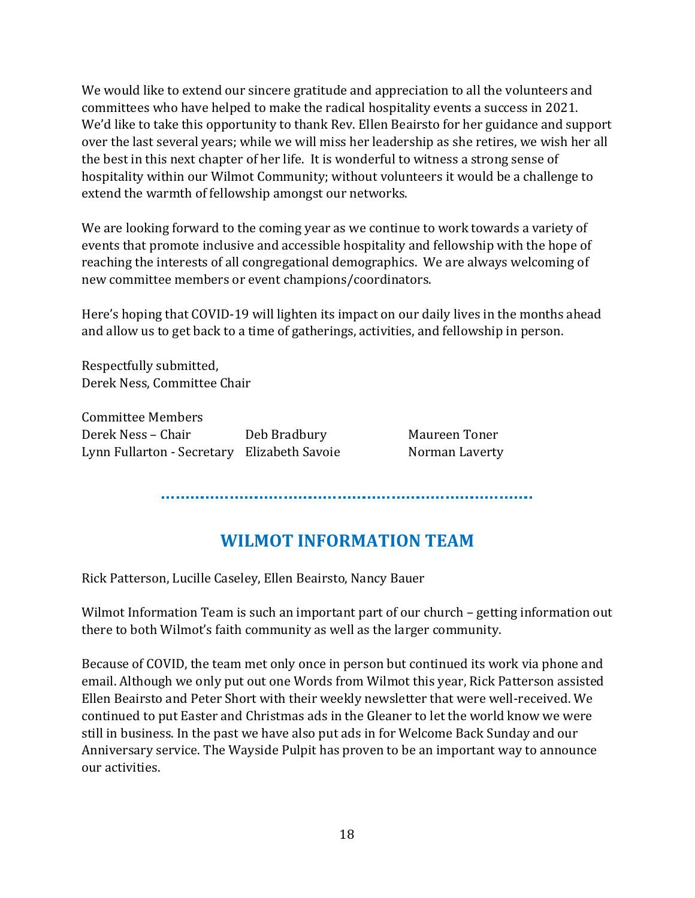We would like to extend our sincere gratitude and appreciation to all the volunteers and committees who have helped to make the radical hospitality events a success in 2021. We'd like to take this opportunity to thank Rev. Ellen Beairsto for her guidance and support over the last several years; while we will miss her leadership as she retires, we wish her all the best in this next chapter of her life. It is wonderful to witness a strong sense of hospitality within our Wilmot Community; without volunteers it would be a challenge to extend the warmth of fellowship amongst our networks.

We are looking forward to the coming year as we continue to work towards a variety of events that promote inclusive and accessible hospitality and fellowship with the hope of reaching the interests of all congregational demographics. We are always welcoming of new committee members or event champions/coordinators.

Here's hoping that COVID-19 will lighten its impact on our daily lives in the months ahead and allow us to get back to a time of gatherings, activities, and fellowship in person.

Respectfully submitted,
Derek Ness, Committee Chair

Committee Members

| | | |
|---|---|---|
| Derek Ness – Chair | Deb Bradbury | Maureen Toner |
| Lynn Fullarton - Secretary | Elizabeth Savoie | Norman Laverty |

## WILMOT INFORMATION TEAM

Rick Patterson, Lucille Caseley, Ellen Beairsto, Nancy Bauer

Wilmot Information Team is such an important part of our church – getting information out there to both Wilmot's faith community as well as the larger community.

Because of COVID, the team met only once in person but continued its work via phone and email. Although we only put out one Words from Wilmot this year, Rick Patterson assisted Ellen Beairsto and Peter Short with their weekly newsletter that were well-received. We continued to put Easter and Christmas ads in the Gleaner to let the world know we were still in business. In the past we have also put ads in for Welcome Back Sunday and our Anniversary service. The Wayside Pulpit has proven to be an important way to announce our activities.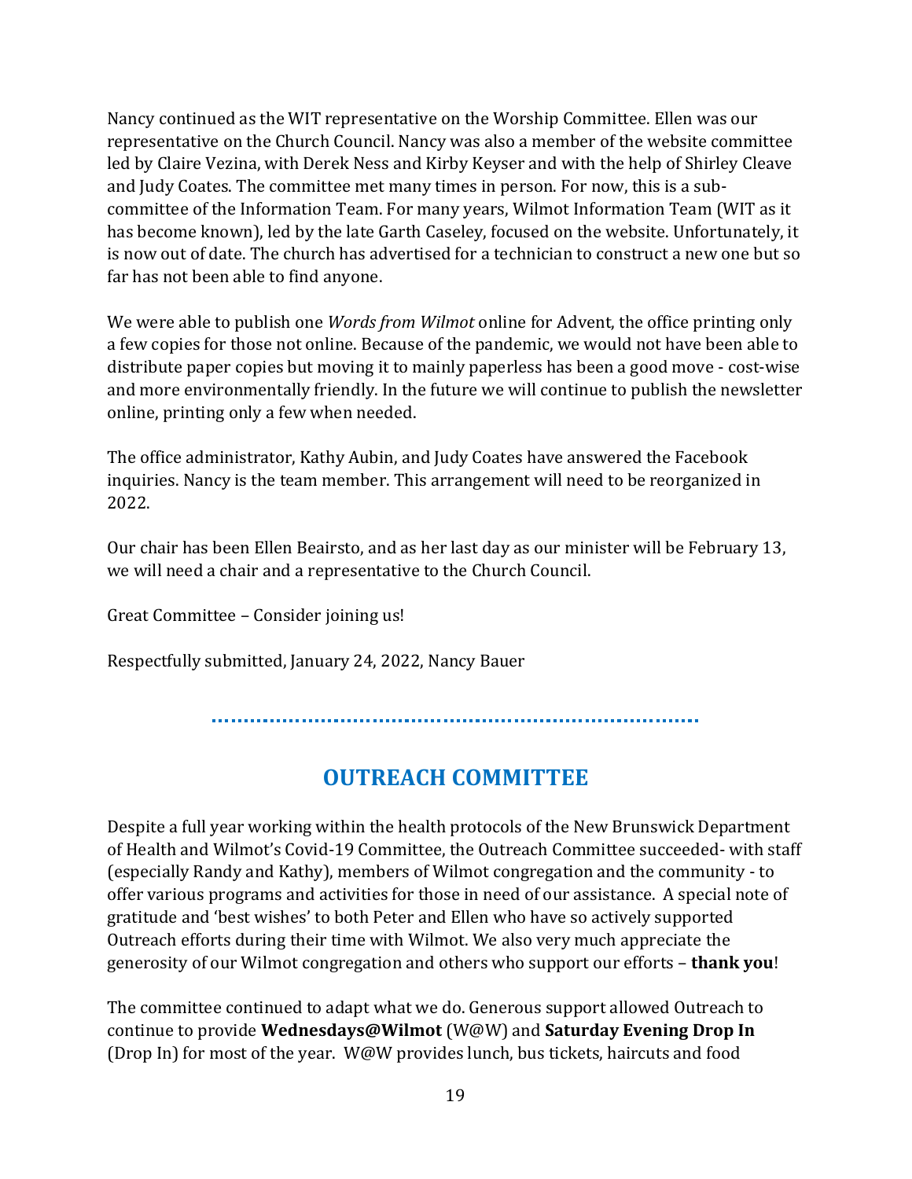Nancy continued as the WIT representative on the Worship Committee. Ellen was our representative on the Church Council. Nancy was also a member of the website committee led by Claire Vezina, with Derek Ness and Kirby Keyser and with the help of Shirley Cleave and Judy Coates. The committee met many times in person. For now, this is a sub-committee of the Information Team. For many years, Wilmot Information Team (WIT as it has become known), led by the late Garth Caseley, focused on the website. Unfortunately, it is now out of date. The church has advertised for a technician to construct a new one but so far has not been able to find anyone.

We were able to publish one *Words from Wilmot* online for Advent, the office printing only a few copies for those not online. Because of the pandemic, we would not have been able to distribute paper copies but moving it to mainly paperless has been a good move - cost-wise and more environmentally friendly. In the future we will continue to publish the newsletter online, printing only a few when needed.

The office administrator, Kathy Aubin, and Judy Coates have answered the Facebook inquiries. Nancy is the team member. This arrangement will need to be reorganized in 2022.

Our chair has been Ellen Beairsto, and as her last day as our minister will be February 13, we will need a chair and a representative to the Church Council.

Great Committee – Consider joining us!

Respectfully submitted, January 24, 2022, Nancy Bauer

## OUTREACH COMMITTEE

Despite a full year working within the health protocols of the New Brunswick Department of Health and Wilmot's Covid-19 Committee, the Outreach Committee succeeded- with staff (especially Randy and Kathy), members of Wilmot congregation and the community - to offer various programs and activities for those in need of our assistance. A special note of gratitude and 'best wishes' to both Peter and Ellen who have so actively supported Outreach efforts during their time with Wilmot. We also very much appreciate the generosity of our Wilmot congregation and others who support our efforts – **thank you**!

The committee continued to adapt what we do. Generous support allowed Outreach to continue to provide **Wednesdays@Wilmot** (W@W) and **Saturday Evening Drop In** (Drop In) for most of the year. W@W provides lunch, bus tickets, haircuts and food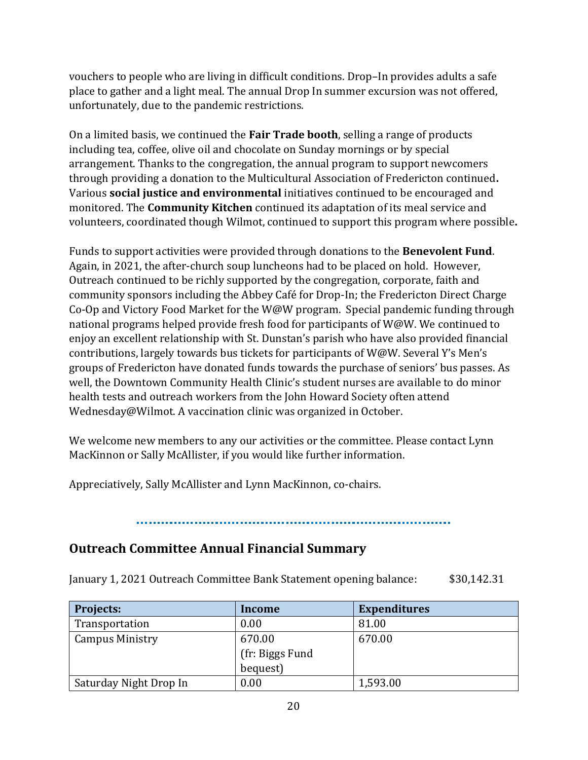vouchers to people who are living in difficult conditions. Drop–In provides adults a safe place to gather and a light meal. The annual Drop In summer excursion was not offered, unfortunately, due to the pandemic restrictions.

On a limited basis, we continued the **Fair Trade booth**, selling a range of products including tea, coffee, olive oil and chocolate on Sunday mornings or by special arrangement. Thanks to the congregation, the annual program to support newcomers through providing a donation to the Multicultural Association of Fredericton continued**.** Various **social justice and environmental** initiatives continued to be encouraged and monitored. The **Community Kitchen** continued its adaptation of its meal service and volunteers, coordinated though Wilmot, continued to support this program where possible**.**

Funds to support activities were provided through donations to the **Benevolent Fund**. Again, in 2021, the after-church soup luncheons had to be placed on hold. However, Outreach continued to be richly supported by the congregation, corporate, faith and community sponsors including the Abbey Café for Drop-In; the Fredericton Direct Charge Co-Op and Victory Food Market for the W@W program. Special pandemic funding through national programs helped provide fresh food for participants of W@W. We continued to enjoy an excellent relationship with St. Dunstan's parish who have also provided financial contributions, largely towards bus tickets for participants of W@W. Several Y's Men's groups of Fredericton have donated funds towards the purchase of seniors' bus passes. As well, the Downtown Community Health Clinic's student nurses are available to do minor health tests and outreach workers from the John Howard Society often attend Wednesday@Wilmot. A vaccination clinic was organized in October.

We welcome new members to any our activities or the committee. Please contact Lynn MacKinnon or Sally McAllister, if you would like further information.

Appreciatively, Sally McAllister and Lynn MacKinnon, co-chairs.

## Outreach Committee Annual Financial Summary

January 1, 2021 Outreach Committee Bank Statement opening balance: $30,142.31

| Projects: | Income | Expenditures |
|---|---|---|
| Transportation | 0.00 | 81.00 |
| Campus Ministry | 670.00 (fr: Biggs Fund bequest) | 670.00 |
| Saturday Night Drop In | 0.00 | 1,593.00 |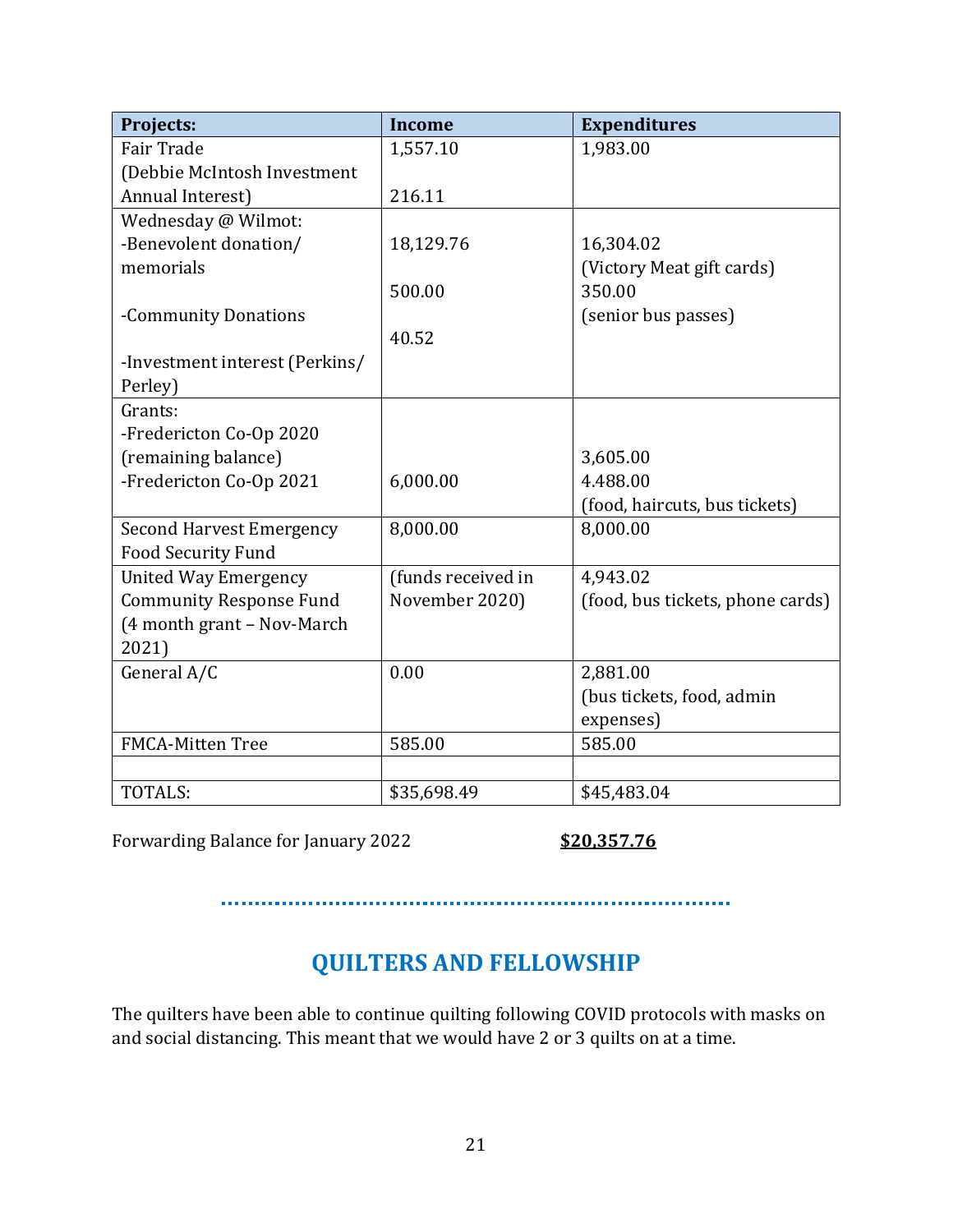| Projects: | Income | Expenditures |
|---|---|---|
| Fair Trade<br>(Debbie McIntosh Investment Annual Interest) | 1,557.10<br><br>216.11 | 1,983.00 |
| Wednesday @ Wilmot:<br>-Benevolent donation/ memorials<br><br>-Community Donations<br><br>-Investment interest (Perkins/ Perley) | <br>18,129.76<br><br>500.00<br><br>40.52 | <br>16,304.02<br>(Victory Meat gift cards)<br>350.00<br>(senior bus passes) |
| Grants:<br>-Fredericton Co-Op 2020 (remaining balance)<br>-Fredericton Co-Op 2021 | <br><br><br>6,000.00 | <br><br>3,605.00<br>4.488.00<br>(food, haircuts, bus tickets) |
| Second Harvest Emergency Food Security Fund | 8,000.00 | 8,000.00 |
| United Way Emergency Community Response Fund (4 month grant – Nov-March 2021) | (funds received in November 2020) | 4,943.02<br>(food, bus tickets, phone cards) |
| General A/C | 0.00 | 2,881.00<br>(bus tickets, food, admin expenses) |
| FMCA-Mitten Tree | 585.00 | 585.00 |
| | | |
| TOTALS: | $35,698.49 | $45,483.04 |

Forwarding Balance for January 2022 **$20,357.76**

## QUILTERS AND FELLOWSHIP

The quilters have been able to continue quilting following COVID protocols with masks on and social distancing. This meant that we would have 2 or 3 quilts on at a time.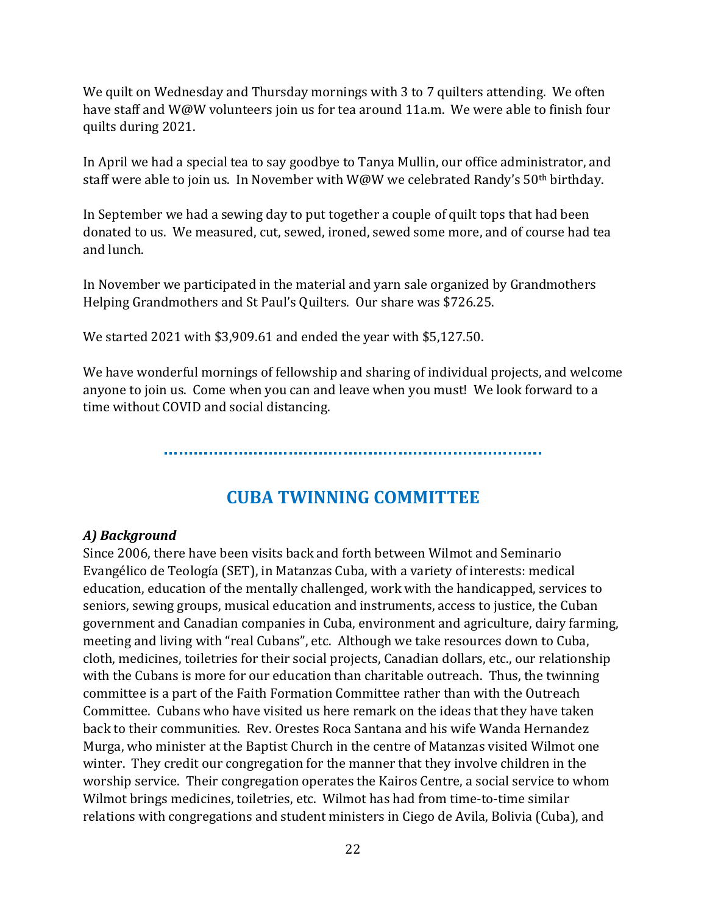We quilt on Wednesday and Thursday mornings with 3 to 7 quilters attending. We often have staff and W@W volunteers join us for tea around 11a.m. We were able to finish four quilts during 2021.

In April we had a special tea to say goodbye to Tanya Mullin, our office administrator, and staff were able to join us. In November with W@W we celebrated Randy's 50th birthday.

In September we had a sewing day to put together a couple of quilt tops that had been donated to us. We measured, cut, sewed, ironed, sewed some more, and of course had tea and lunch.

In November we participated in the material and yarn sale organized by Grandmothers Helping Grandmothers and St Paul's Quilters. Our share was $726.25.

We started 2021 with $3,909.61 and ended the year with $5,127.50.

We have wonderful mornings of fellowship and sharing of individual projects, and welcome anyone to join us. Come when you can and leave when you must! We look forward to a time without COVID and social distancing.

## CUBA TWINNING COMMITTEE

### *A) Background*

Since 2006, there have been visits back and forth between Wilmot and Seminario Evangélico de Teología (SET), in Matanzas Cuba, with a variety of interests: medical education, education of the mentally challenged, work with the handicapped, services to seniors, sewing groups, musical education and instruments, access to justice, the Cuban government and Canadian companies in Cuba, environment and agriculture, dairy farming, meeting and living with "real Cubans", etc. Although we take resources down to Cuba, cloth, medicines, toiletries for their social projects, Canadian dollars, etc., our relationship with the Cubans is more for our education than charitable outreach. Thus, the twinning committee is a part of the Faith Formation Committee rather than with the Outreach Committee. Cubans who have visited us here remark on the ideas that they have taken back to their communities. Rev. Orestes Roca Santana and his wife Wanda Hernandez Murga, who minister at the Baptist Church in the centre of Matanzas visited Wilmot one winter. They credit our congregation for the manner that they involve children in the worship service. Their congregation operates the Kairos Centre, a social service to whom Wilmot brings medicines, toiletries, etc. Wilmot has had from time-to-time similar relations with congregations and student ministers in Ciego de Avila, Bolivia (Cuba), and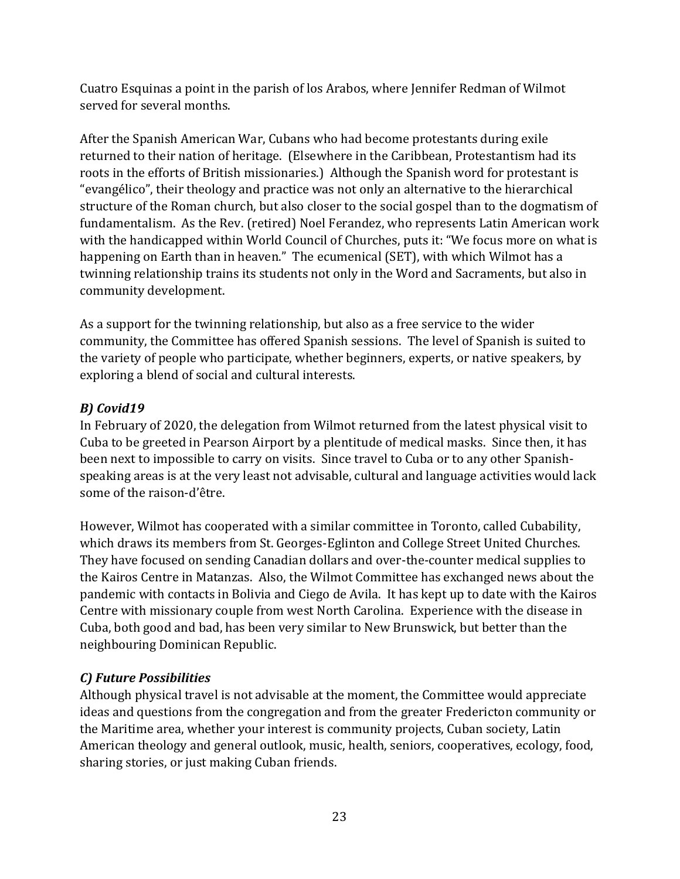Cuatro Esquinas a point in the parish of los Arabos, where Jennifer Redman of Wilmot served for several months.

After the Spanish American War, Cubans who had become protestants during exile returned to their nation of heritage. (Elsewhere in the Caribbean, Protestantism had its roots in the efforts of British missionaries.) Although the Spanish word for protestant is "evangélico", their theology and practice was not only an alternative to the hierarchical structure of the Roman church, but also closer to the social gospel than to the dogmatism of fundamentalism. As the Rev. (retired) Noel Ferandez, who represents Latin American work with the handicapped within World Council of Churches, puts it: "We focus more on what is happening on Earth than in heaven." The ecumenical (SET), with which Wilmot has a twinning relationship trains its students not only in the Word and Sacraments, but also in community development.

As a support for the twinning relationship, but also as a free service to the wider community, the Committee has offered Spanish sessions. The level of Spanish is suited to the variety of people who participate, whether beginners, experts, or native speakers, by exploring a blend of social and cultural interests.

### *B) Covid19*

In February of 2020, the delegation from Wilmot returned from the latest physical visit to Cuba to be greeted in Pearson Airport by a plentitude of medical masks. Since then, it has been next to impossible to carry on visits. Since travel to Cuba or to any other Spanish-speaking areas is at the very least not advisable, cultural and language activities would lack some of the raison-d'être.

However, Wilmot has cooperated with a similar committee in Toronto, called Cubability, which draws its members from St. Georges-Eglinton and College Street United Churches. They have focused on sending Canadian dollars and over-the-counter medical supplies to the Kairos Centre in Matanzas. Also, the Wilmot Committee has exchanged news about the pandemic with contacts in Bolivia and Ciego de Avila. It has kept up to date with the Kairos Centre with missionary couple from west North Carolina. Experience with the disease in Cuba, both good and bad, has been very similar to New Brunswick, but better than the neighbouring Dominican Republic.

### *C) Future Possibilities*

Although physical travel is not advisable at the moment, the Committee would appreciate ideas and questions from the congregation and from the greater Fredericton community or the Maritime area, whether your interest is community projects, Cuban society, Latin American theology and general outlook, music, health, seniors, cooperatives, ecology, food, sharing stories, or just making Cuban friends.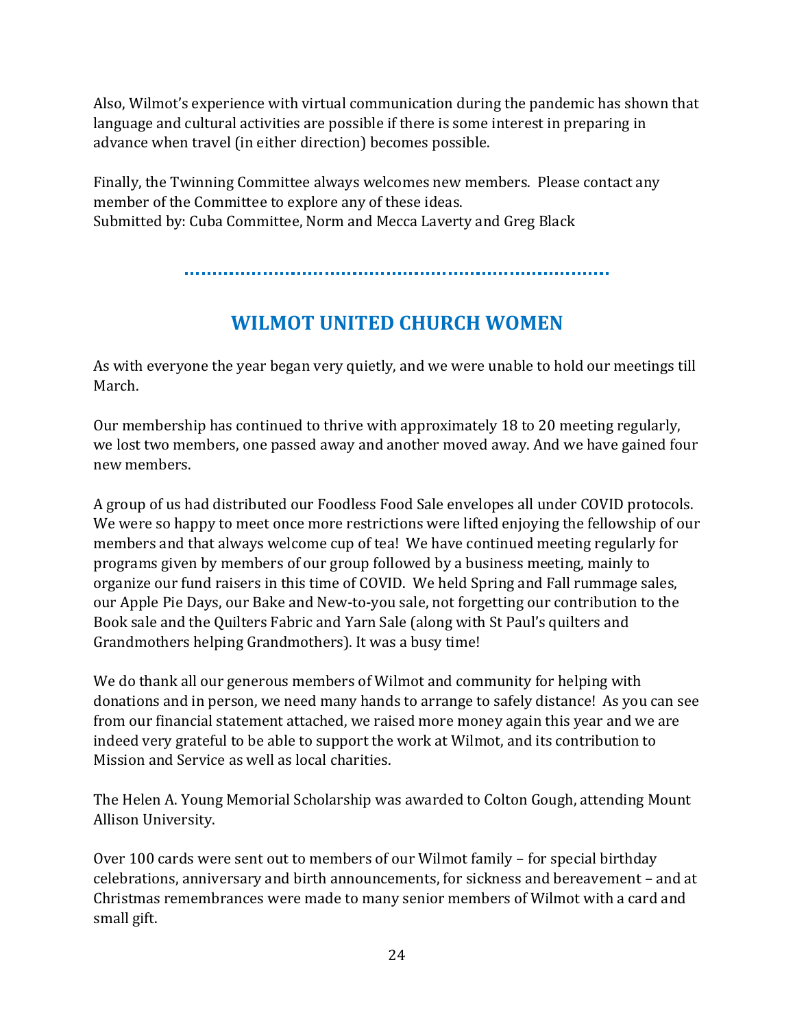Also, Wilmot's experience with virtual communication during the pandemic has shown that language and cultural activities are possible if there is some interest in preparing in advance when travel (in either direction) becomes possible.

Finally, the Twinning Committee always welcomes new members. Please contact any member of the Committee to explore any of these ideas.
Submitted by: Cuba Committee, Norm and Mecca Laverty and Greg Black

---

## WILMOT UNITED CHURCH WOMEN

As with everyone the year began very quietly, and we were unable to hold our meetings till March.

Our membership has continued to thrive with approximately 18 to 20 meeting regularly, we lost two members, one passed away and another moved away. And we have gained four new members.

A group of us had distributed our Foodless Food Sale envelopes all under COVID protocols. We were so happy to meet once more restrictions were lifted enjoying the fellowship of our members and that always welcome cup of tea! We have continued meeting regularly for programs given by members of our group followed by a business meeting, mainly to organize our fund raisers in this time of COVID. We held Spring and Fall rummage sales, our Apple Pie Days, our Bake and New-to-you sale, not forgetting our contribution to the Book sale and the Quilters Fabric and Yarn Sale (along with St Paul's quilters and Grandmothers helping Grandmothers). It was a busy time!

We do thank all our generous members of Wilmot and community for helping with donations and in person, we need many hands to arrange to safely distance! As you can see from our financial statement attached, we raised more money again this year and we are indeed very grateful to be able to support the work at Wilmot, and its contribution to Mission and Service as well as local charities.

The Helen A. Young Memorial Scholarship was awarded to Colton Gough, attending Mount Allison University.

Over 100 cards were sent out to members of our Wilmot family – for special birthday celebrations, anniversary and birth announcements, for sickness and bereavement – and at Christmas remembrances were made to many senior members of Wilmot with a card and small gift.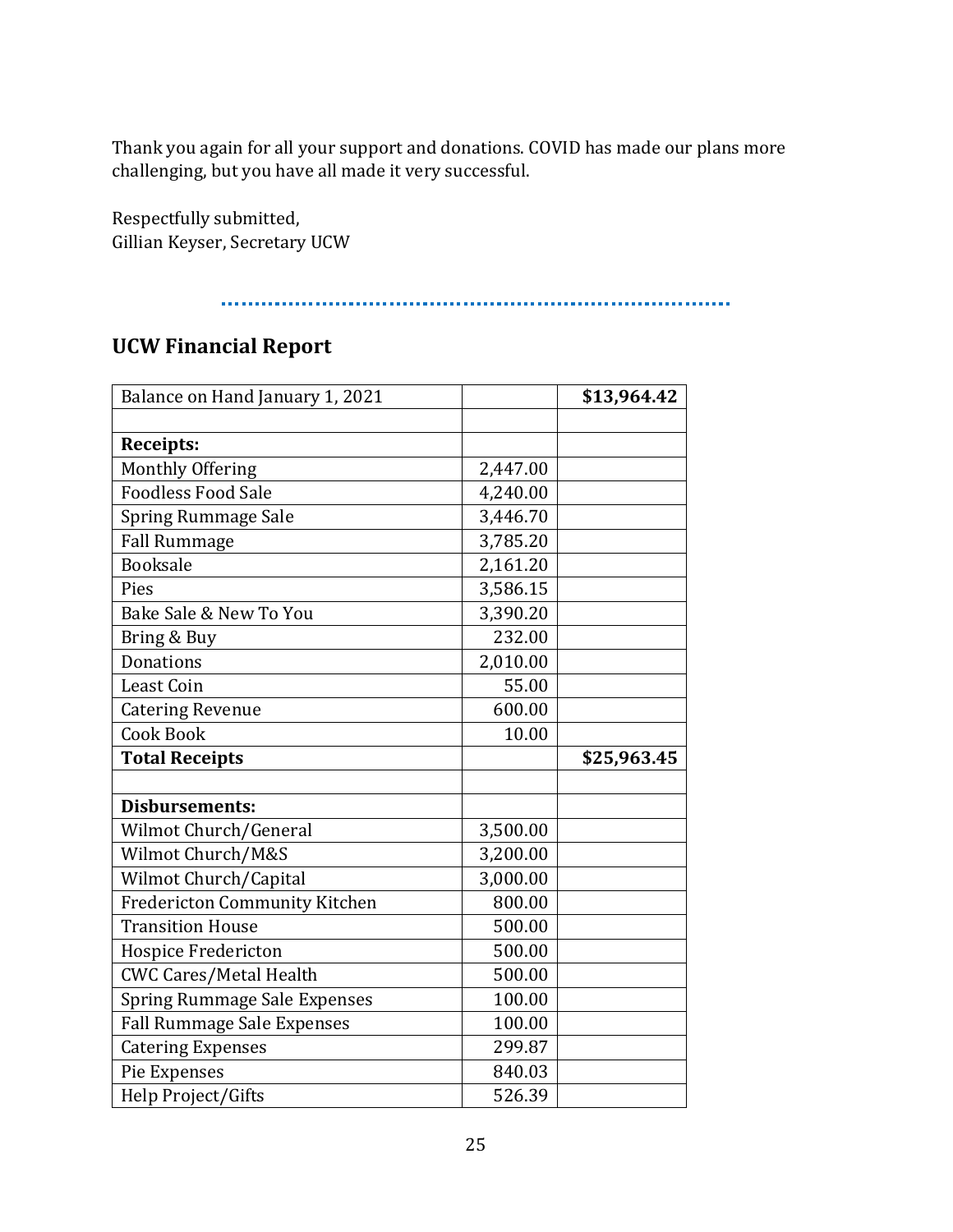Thank you again for all your support and donations. COVID has made our plans more challenging, but you have all made it very successful.

Respectfully submitted,
Gillian Keyser, Secretary UCW

## UCW Financial Report

| Balance on Hand January 1, 2021 | | **$13,964.42** |
|---|---|---|
| | | |
| **Receipts:** | | |
| Monthly Offering | 2,447.00 | |
| Foodless Food Sale | 4,240.00 | |
| Spring Rummage Sale | 3,446.70 | |
| Fall Rummage | 3,785.20 | |
| Booksale | 2,161.20 | |
| Pies | 3,586.15 | |
| Bake Sale & New To You | 3,390.20 | |
| Bring & Buy | 232.00 | |
| Donations | 2,010.00 | |
| Least Coin | 55.00 | |
| Catering Revenue | 600.00 | |
| Cook Book | 10.00 | |
| **Total Receipts** | | **$25,963.45** |
| | | |
| **Disbursements:** | | |
| Wilmot Church/General | 3,500.00 | |
| Wilmot Church/M&S | 3,200.00 | |
| Wilmot Church/Capital | 3,000.00 | |
| Fredericton Community Kitchen | 800.00 | |
| Transition House | 500.00 | |
| Hospice Fredericton | 500.00 | |
| CWC Cares/Metal Health | 500.00 | |
| Spring Rummage Sale Expenses | 100.00 | |
| Fall Rummage Sale Expenses | 100.00 | |
| Catering Expenses | 299.87 | |
| Pie Expenses | 840.03 | |
| Help Project/Gifts | 526.39 | |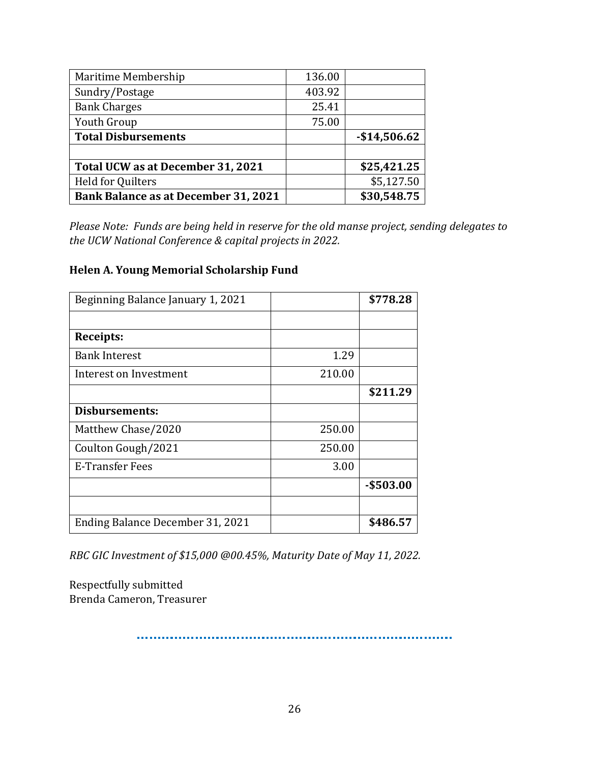| | | |
|---|---|---|
| Maritime Membership | 136.00 | |
| Sundry/Postage | 403.92 | |
| Bank Charges | 25.41 | |
| Youth Group | 75.00 | |
| **Total Disbursements** | | **-$14,506.62** |
| | | |
| **Total UCW as at December 31, 2021** | | **$25,421.25** |
| Held for Quilters | | $5,127.50 |
| **Bank Balance as at December 31, 2021** | | **$30,548.75** |

*Please Note: Funds are being held in reserve for the old manse project, sending delegates to the UCW National Conference & capital projects in 2022.*

**Helen A. Young Memorial Scholarship Fund**

| | | |
|---|---|---|
| Beginning Balance January 1, 2021 | | **$778.28** |
| | | |
| **Receipts:** | | |
| Bank Interest | 1.29 | |
| Interest on Investment | 210.00 | |
| | | **$211.29** |
| **Disbursements:** | | |
| Matthew Chase/2020 | 250.00 | |
| Coulton Gough/2021 | 250.00 | |
| E-Transfer Fees | 3.00 | |
| | | **-$503.00** |
| | | |
| Ending Balance December 31, 2021 | | **$486.57** |

*RBC GIC Investment of $15,000 @00.45%, Maturity Date of May 11, 2022.*

Respectfully submitted
Brenda Cameron, Treasurer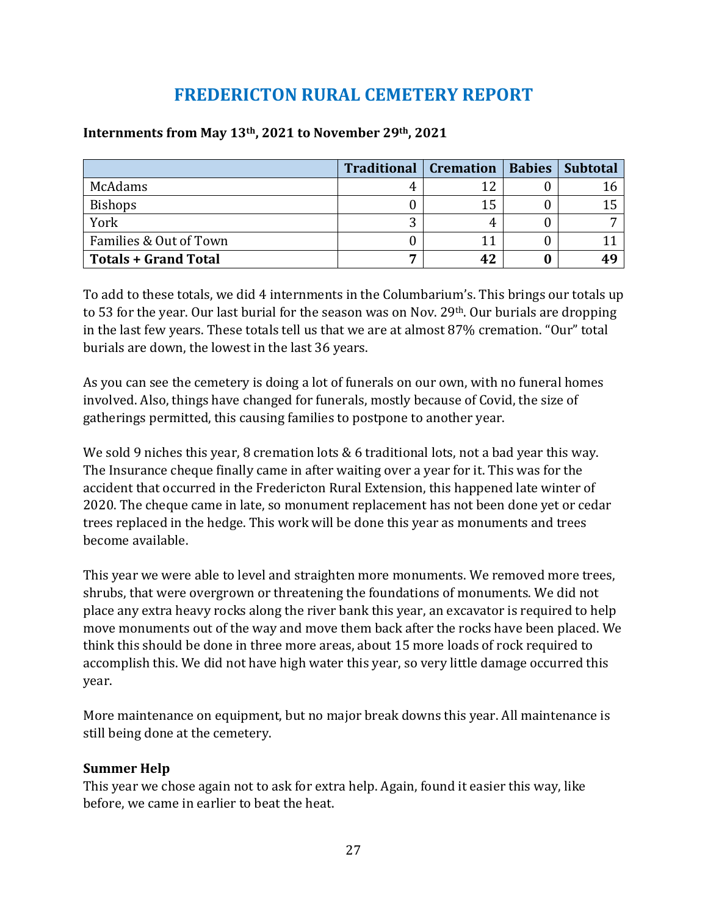# FREDERICTON RURAL CEMETERY REPORT

**Internments from May 13th, 2021 to November 29th, 2021**

| | Traditional | Cremation | Babies | Subtotal |
|---|---|---|---|---|
| McAdams | 4 | 12 | 0 | 16 |
| Bishops | 0 | 15 | 0 | 15 |
| York | 3 | 4 | 0 | 7 |
| Families & Out of Town | 0 | 11 | 0 | 11 |
| **Totals + Grand Total** | **7** | **42** | **0** | **49** |

To add to these totals, we did 4 internments in the Columbarium's. This brings our totals up to 53 for the year. Our last burial for the season was on Nov. 29th. Our burials are dropping in the last few years. These totals tell us that we are at almost 87% cremation. "Our" total burials are down, the lowest in the last 36 years.

As you can see the cemetery is doing a lot of funerals on our own, with no funeral homes involved. Also, things have changed for funerals, mostly because of Covid, the size of gatherings permitted, this causing families to postpone to another year.

We sold 9 niches this year, 8 cremation lots & 6 traditional lots, not a bad year this way. The Insurance cheque finally came in after waiting over a year for it. This was for the accident that occurred in the Fredericton Rural Extension, this happened late winter of 2020. The cheque came in late, so monument replacement has not been done yet or cedar trees replaced in the hedge. This work will be done this year as monuments and trees become available.

This year we were able to level and straighten more monuments. We removed more trees, shrubs, that were overgrown or threatening the foundations of monuments. We did not place any extra heavy rocks along the river bank this year, an excavator is required to help move monuments out of the way and move them back after the rocks have been placed. We think this should be done in three more areas, about 15 more loads of rock required to accomplish this. We did not have high water this year, so very little damage occurred this year.

More maintenance on equipment, but no major break downs this year. All maintenance is still being done at the cemetery.

**Summer Help**

This year we chose again not to ask for extra help. Again, found it easier this way, like before, we came in earlier to beat the heat.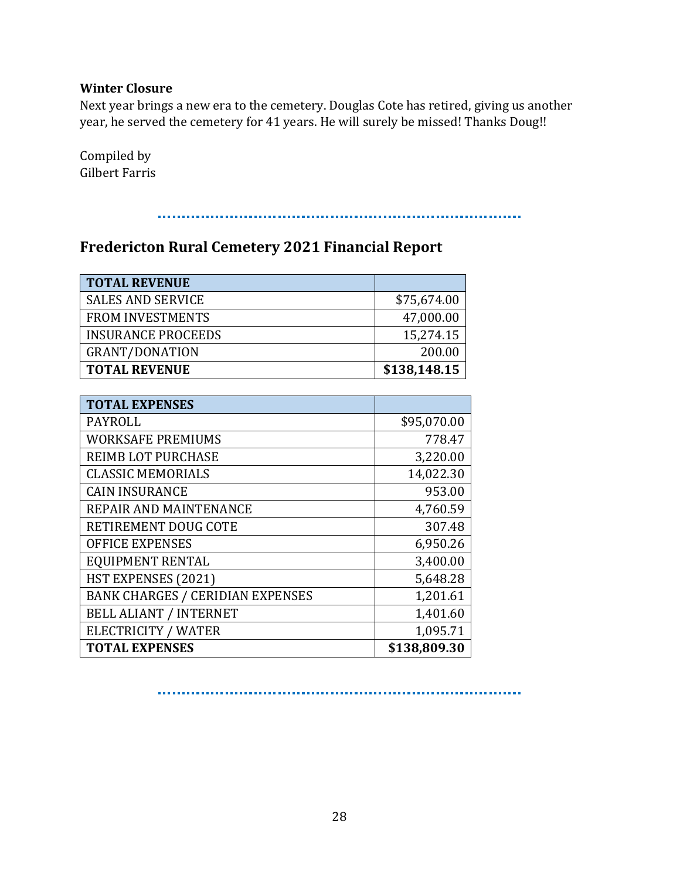**Winter Closure**

Next year brings a new era to the cemetery. Douglas Cote has retired, giving us another year, he served the cemetery for 41 years. He will surely be missed! Thanks Doug!!

Compiled by
Gilbert Farris

## Fredericton Rural Cemetery 2021 Financial Report

| **TOTAL REVENUE** | |
|---|---:|
| SALES AND SERVICE | $75,674.00 |
| FROM INVESTMENTS | 47,000.00 |
| INSURANCE PROCEEDS | 15,274.15 |
| GRANT/DONATION | 200.00 |
| **TOTAL REVENUE** | **$138,148.15** |

| **TOTAL EXPENSES** | |
|---|---:|
| PAYROLL | $95,070.00 |
| WORKSAFE PREMIUMS | 778.47 |
| REIMB LOT PURCHASE | 3,220.00 |
| CLASSIC MEMORIALS | 14,022.30 |
| CAIN INSURANCE | 953.00 |
| REPAIR AND MAINTENANCE | 4,760.59 |
| RETIREMENT DOUG COTE | 307.48 |
| OFFICE EXPENSES | 6,950.26 |
| EQUIPMENT RENTAL | 3,400.00 |
| HST EXPENSES (2021) | 5,648.28 |
| BANK CHARGES / CERIDIAN EXPENSES | 1,201.61 |
| BELL ALIANT / INTERNET | 1,401.60 |
| ELECTRICITY / WATER | 1,095.71 |
| **TOTAL EXPENSES** | **$138,809.30** |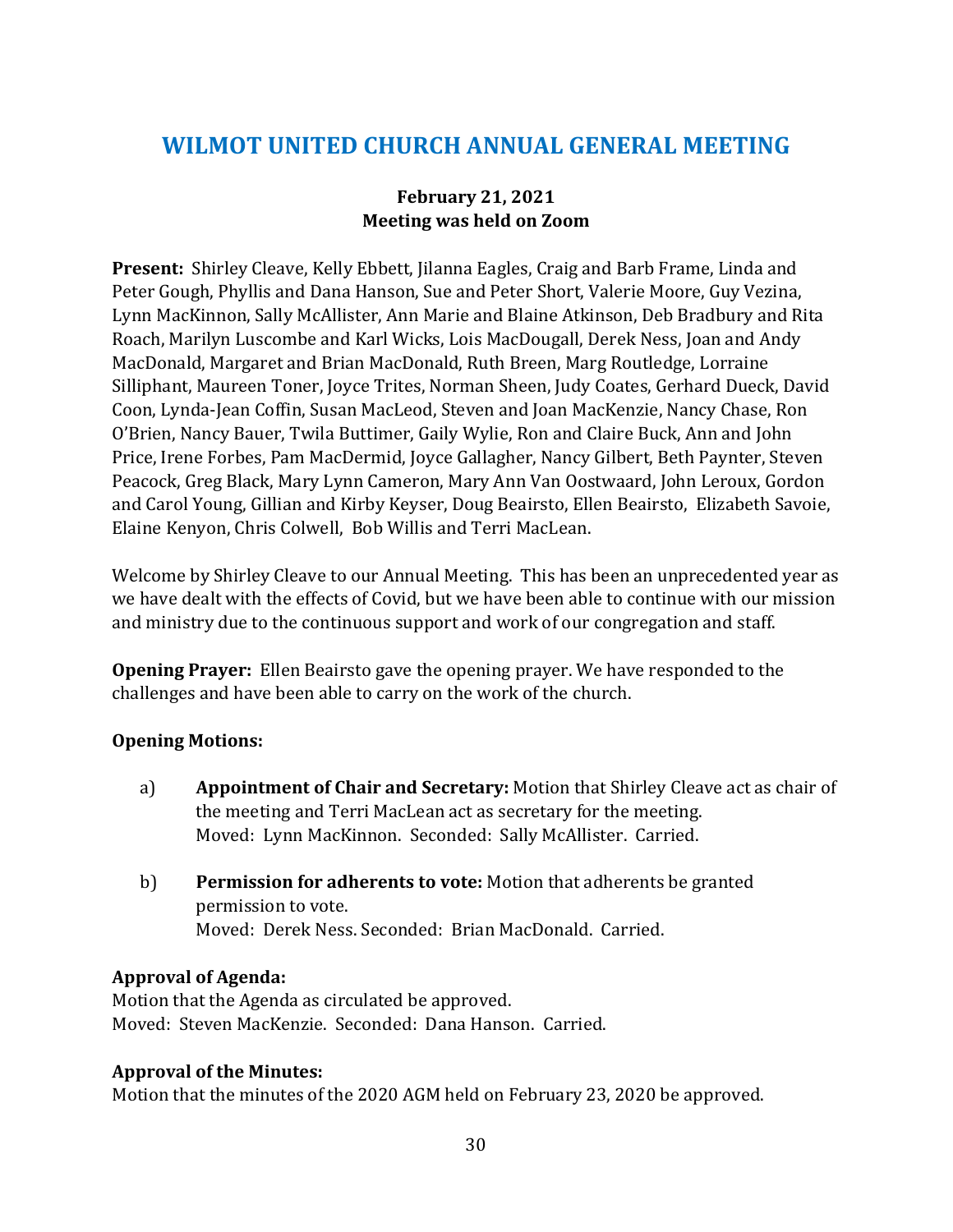# WILMOT UNITED CHURCH ANNUAL GENERAL MEETING

**February 21, 2021**
**Meeting was held on Zoom**

**Present:** Shirley Cleave, Kelly Ebbett, Jilanna Eagles, Craig and Barb Frame, Linda and Peter Gough, Phyllis and Dana Hanson, Sue and Peter Short, Valerie Moore, Guy Vezina, Lynn MacKinnon, Sally McAllister, Ann Marie and Blaine Atkinson, Deb Bradbury and Rita Roach, Marilyn Luscombe and Karl Wicks, Lois MacDougall, Derek Ness, Joan and Andy MacDonald, Margaret and Brian MacDonald, Ruth Breen, Marg Routledge, Lorraine Silliphant, Maureen Toner, Joyce Trites, Norman Sheen, Judy Coates, Gerhard Dueck, David Coon, Lynda-Jean Coffin, Susan MacLeod, Steven and Joan MacKenzie, Nancy Chase, Ron O'Brien, Nancy Bauer, Twila Buttimer, Gaily Wylie, Ron and Claire Buck, Ann and John Price, Irene Forbes, Pam MacDermid, Joyce Gallagher, Nancy Gilbert, Beth Paynter, Steven Peacock, Greg Black, Mary Lynn Cameron, Mary Ann Van Oostwaard, John Leroux, Gordon and Carol Young, Gillian and Kirby Keyser, Doug Beairsto, Ellen Beairsto, Elizabeth Savoie, Elaine Kenyon, Chris Colwell, Bob Willis and Terri MacLean.

Welcome by Shirley Cleave to our Annual Meeting. This has been an unprecedented year as we have dealt with the effects of Covid, but we have been able to continue with our mission and ministry due to the continuous support and work of our congregation and staff.

**Opening Prayer:** Ellen Beairsto gave the opening prayer. We have responded to the challenges and have been able to carry on the work of the church.

**Opening Motions:**

a) **Appointment of Chair and Secretary:** Motion that Shirley Cleave act as chair of the meeting and Terri MacLean act as secretary for the meeting.
Moved: Lynn MacKinnon. Seconded: Sally McAllister. Carried.

b) **Permission for adherents to vote:** Motion that adherents be granted permission to vote.
Moved: Derek Ness. Seconded: Brian MacDonald. Carried.

**Approval of Agenda:**
Motion that the Agenda as circulated be approved.
Moved: Steven MacKenzie. Seconded: Dana Hanson. Carried.

**Approval of the Minutes:**
Motion that the minutes of the 2020 AGM held on February 23, 2020 be approved.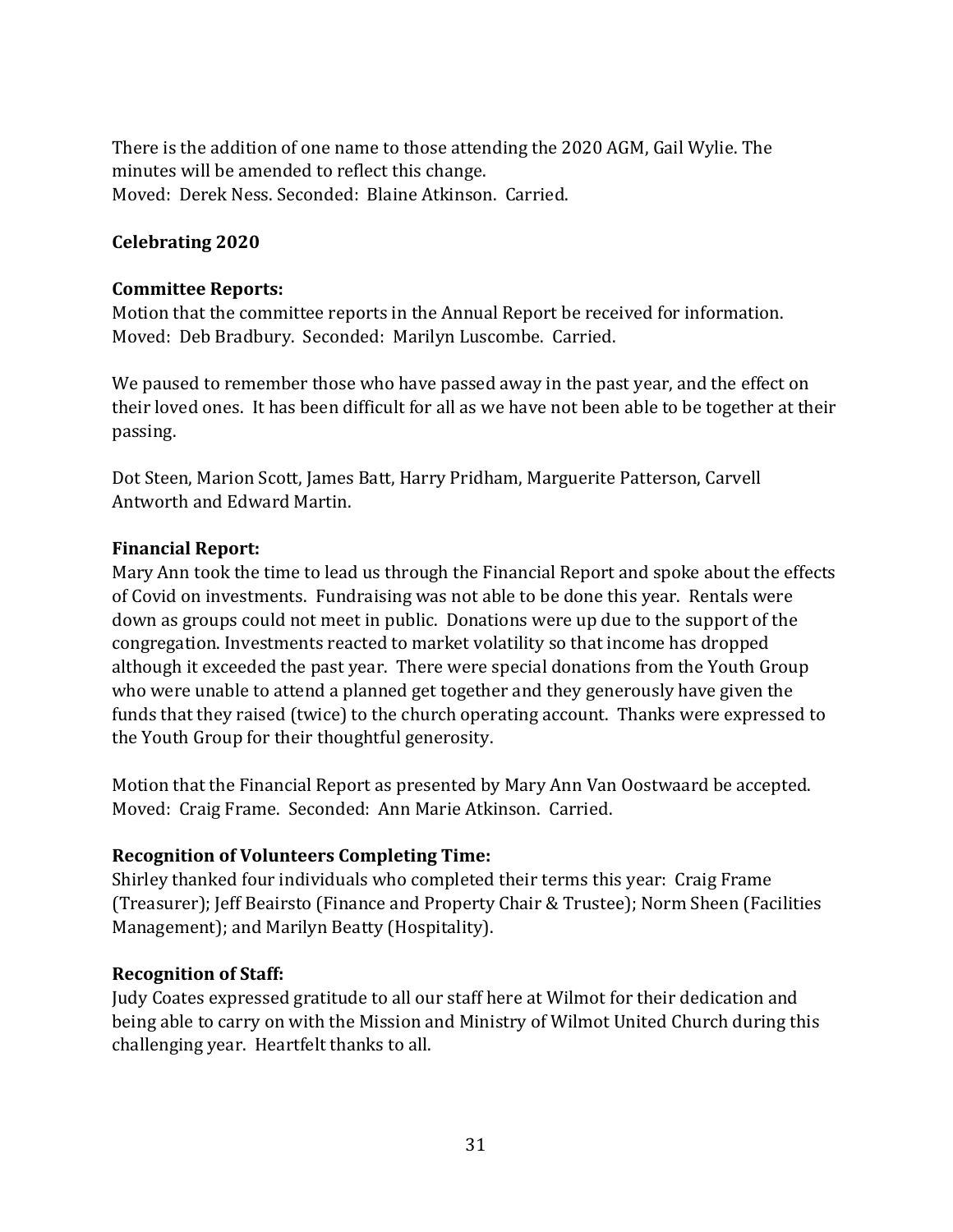There is the addition of one name to those attending the 2020 AGM, Gail Wylie. The minutes will be amended to reflect this change.
Moved: Derek Ness. Seconded: Blaine Atkinson. Carried.

**Celebrating 2020**

**Committee Reports:**
Motion that the committee reports in the Annual Report be received for information.
Moved: Deb Bradbury. Seconded: Marilyn Luscombe. Carried.

We paused to remember those who have passed away in the past year, and the effect on their loved ones. It has been difficult for all as we have not been able to be together at their passing.

Dot Steen, Marion Scott, James Batt, Harry Pridham, Marguerite Patterson, Carvell Antworth and Edward Martin.

**Financial Report:**
Mary Ann took the time to lead us through the Financial Report and spoke about the effects of Covid on investments. Fundraising was not able to be done this year. Rentals were down as groups could not meet in public. Donations were up due to the support of the congregation. Investments reacted to market volatility so that income has dropped although it exceeded the past year. There were special donations from the Youth Group who were unable to attend a planned get together and they generously have given the funds that they raised (twice) to the church operating account. Thanks were expressed to the Youth Group for their thoughtful generosity.

Motion that the Financial Report as presented by Mary Ann Van Oostwaard be accepted.
Moved: Craig Frame. Seconded: Ann Marie Atkinson. Carried.

**Recognition of Volunteers Completing Time:**
Shirley thanked four individuals who completed their terms this year: Craig Frame (Treasurer); Jeff Beairsto (Finance and Property Chair & Trustee); Norm Sheen (Facilities Management); and Marilyn Beatty (Hospitality).

**Recognition of Staff:**
Judy Coates expressed gratitude to all our staff here at Wilmot for their dedication and being able to carry on with the Mission and Ministry of Wilmot United Church during this challenging year. Heartfelt thanks to all.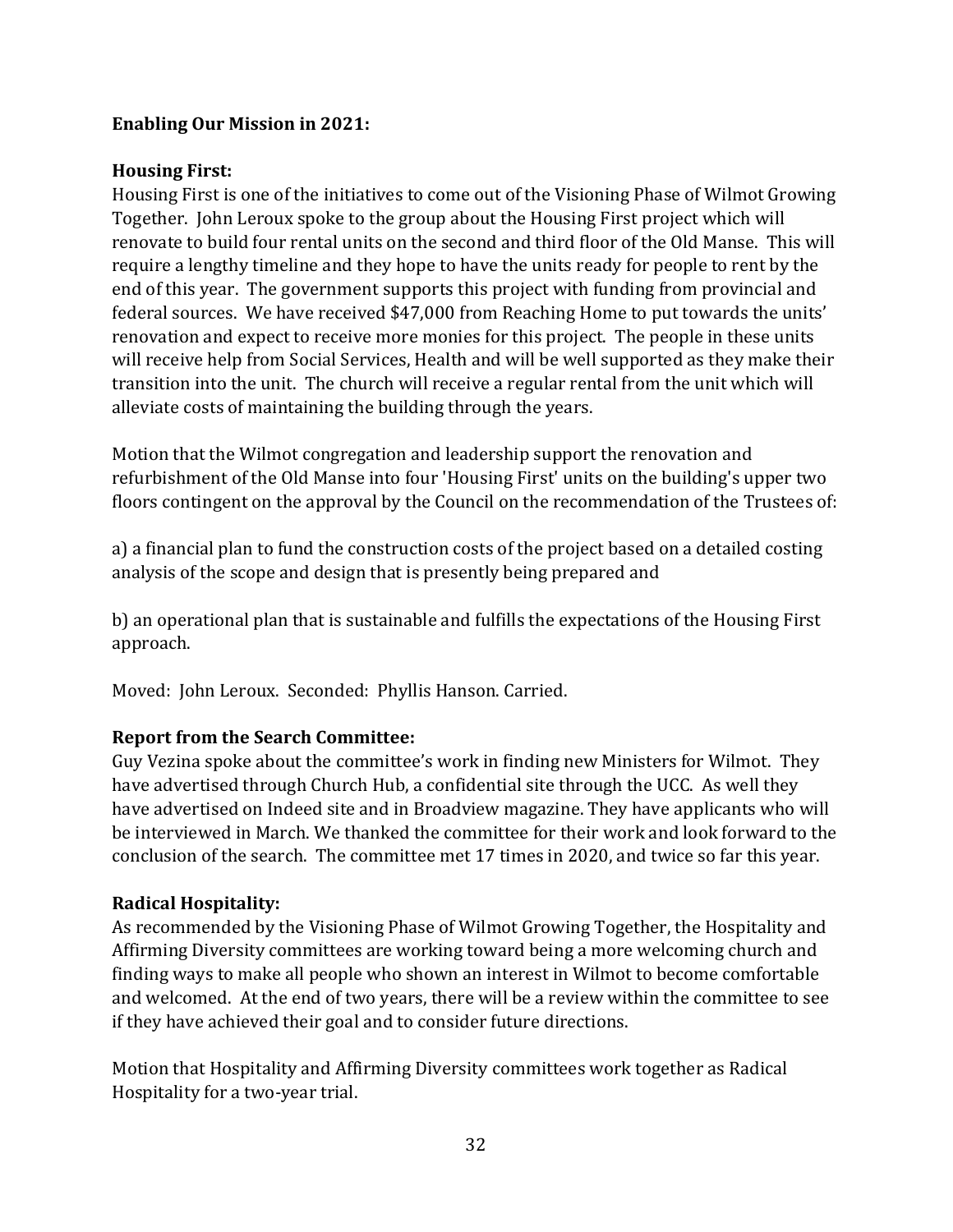**Enabling Our Mission in 2021:**

**Housing First:**

Housing First is one of the initiatives to come out of the Visioning Phase of Wilmot Growing Together. John Leroux spoke to the group about the Housing First project which will renovate to build four rental units on the second and third floor of the Old Manse. This will require a lengthy timeline and they hope to have the units ready for people to rent by the end of this year. The government supports this project with funding from provincial and federal sources. We have received $47,000 from Reaching Home to put towards the units' renovation and expect to receive more monies for this project. The people in these units will receive help from Social Services, Health and will be well supported as they make their transition into the unit. The church will receive a regular rental from the unit which will alleviate costs of maintaining the building through the years.

Motion that the Wilmot congregation and leadership support the renovation and refurbishment of the Old Manse into four 'Housing First' units on the building's upper two floors contingent on the approval by the Council on the recommendation of the Trustees of:

a) a financial plan to fund the construction costs of the project based on a detailed costing analysis of the scope and design that is presently being prepared and

b) an operational plan that is sustainable and fulfills the expectations of the Housing First approach.

Moved: John Leroux. Seconded: Phyllis Hanson. Carried.

**Report from the Search Committee:**

Guy Vezina spoke about the committee's work in finding new Ministers for Wilmot. They have advertised through Church Hub, a confidential site through the UCC. As well they have advertised on Indeed site and in Broadview magazine. They have applicants who will be interviewed in March. We thanked the committee for their work and look forward to the conclusion of the search. The committee met 17 times in 2020, and twice so far this year.

**Radical Hospitality:**

As recommended by the Visioning Phase of Wilmot Growing Together, the Hospitality and Affirming Diversity committees are working toward being a more welcoming church and finding ways to make all people who shown an interest in Wilmot to become comfortable and welcomed. At the end of two years, there will be a review within the committee to see if they have achieved their goal and to consider future directions.

Motion that Hospitality and Affirming Diversity committees work together as Radical Hospitality for a two-year trial.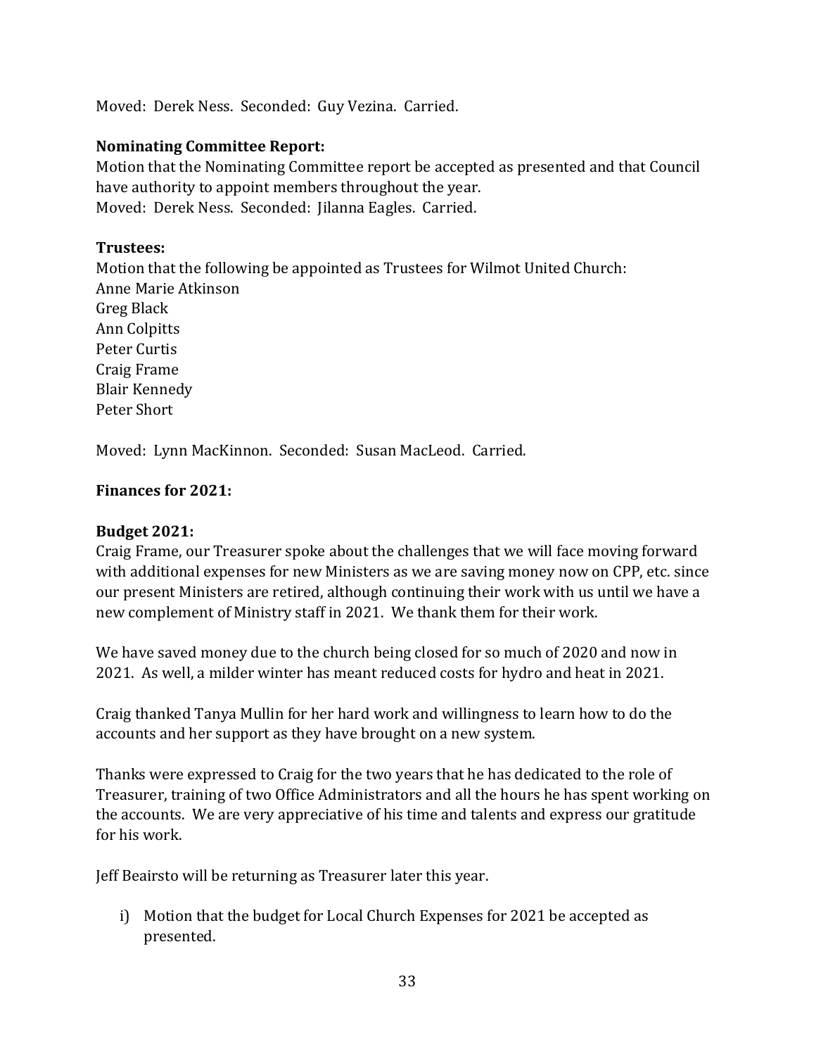Moved: Derek Ness. Seconded: Guy Vezina. Carried.

**Nominating Committee Report:**

Motion that the Nominating Committee report be accepted as presented and that Council have authority to appoint members throughout the year.
Moved: Derek Ness. Seconded: Jilanna Eagles. Carried.

**Trustees:**

Motion that the following be appointed as Trustees for Wilmot United Church:
Anne Marie Atkinson
Greg Black
Ann Colpitts
Peter Curtis
Craig Frame
Blair Kennedy
Peter Short

Moved: Lynn MacKinnon. Seconded: Susan MacLeod. Carried.

**Finances for 2021:**

**Budget 2021:**

Craig Frame, our Treasurer spoke about the challenges that we will face moving forward with additional expenses for new Ministers as we are saving money now on CPP, etc. since our present Ministers are retired, although continuing their work with us until we have a new complement of Ministry staff in 2021. We thank them for their work.

We have saved money due to the church being closed for so much of 2020 and now in 2021. As well, a milder winter has meant reduced costs for hydro and heat in 2021.

Craig thanked Tanya Mullin for her hard work and willingness to learn how to do the accounts and her support as they have brought on a new system.

Thanks were expressed to Craig for the two years that he has dedicated to the role of Treasurer, training of two Office Administrators and all the hours he has spent working on the accounts. We are very appreciative of his time and talents and express our gratitude for his work.

Jeff Beairsto will be returning as Treasurer later this year.

i) Motion that the budget for Local Church Expenses for 2021 be accepted as presented.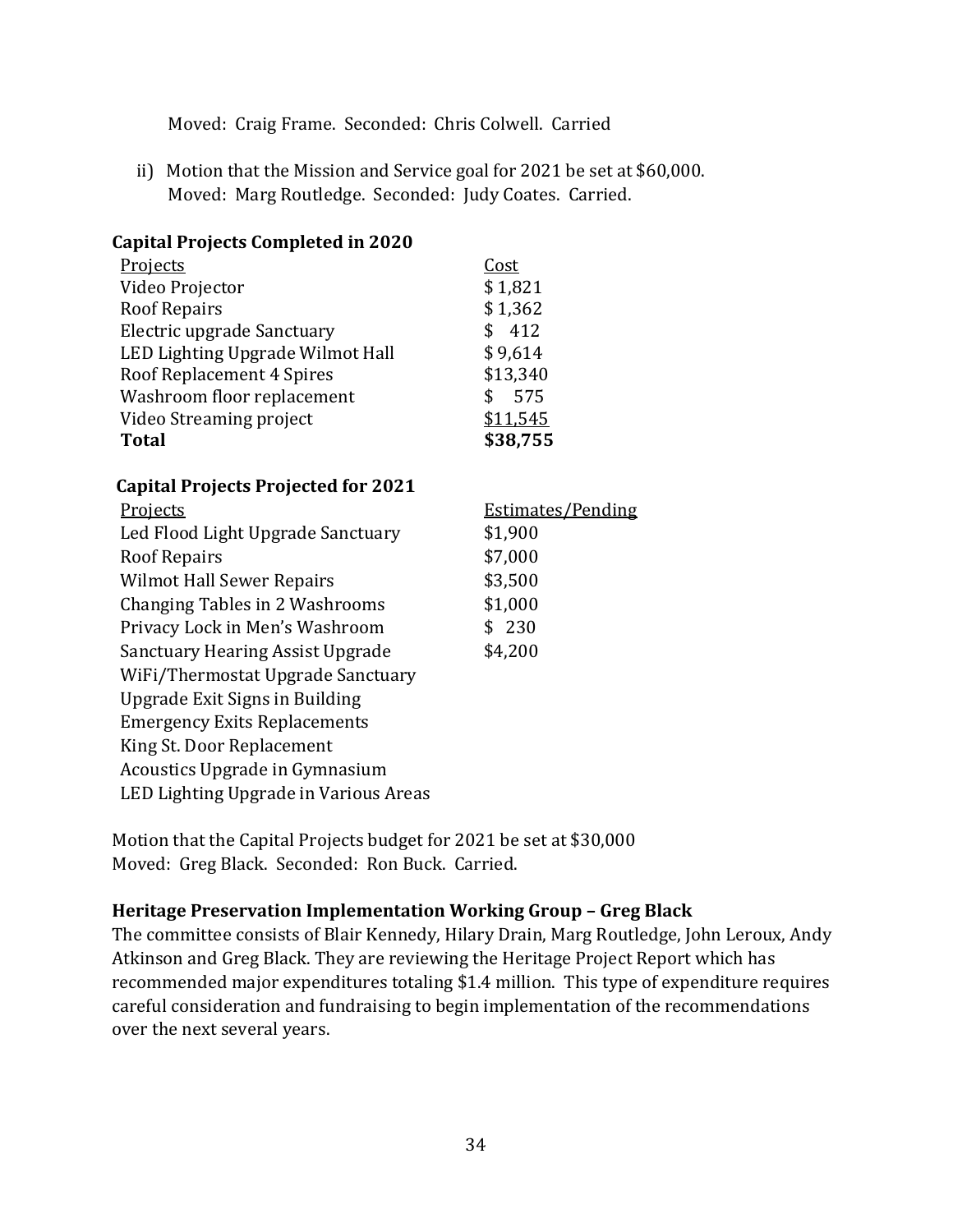Moved: Craig Frame. Seconded: Chris Colwell. Carried

ii) Motion that the Mission and Service goal for 2021 be set at $60,000.
Moved: Marg Routledge. Seconded: Judy Coates. Carried.

**Capital Projects Completed in 2020**

| Projects | Cost |
|---|---|
| Video Projector | $ 1,821 |
| Roof Repairs | $ 1,362 |
| Electric upgrade Sanctuary | $ 412 |
| LED Lighting Upgrade Wilmot Hall | $ 9,614 |
| Roof Replacement 4 Spires | $13,340 |
| Washroom floor replacement | $ 575 |
| Video Streaming project | $11,545 |
| **Total** | **$38,755** |

**Capital Projects Projected for 2021**

| Projects | Estimates/Pending |
|---|---|
| Led Flood Light Upgrade Sanctuary | $1,900 |
| Roof Repairs | $7,000 |
| Wilmot Hall Sewer Repairs | $3,500 |
| Changing Tables in 2 Washrooms | $1,000 |
| Privacy Lock in Men's Washroom | $ 230 |
| Sanctuary Hearing Assist Upgrade | $4,200 |
| WiFi/Thermostat Upgrade Sanctuary | |
| Upgrade Exit Signs in Building | |
| Emergency Exits Replacements | |
| King St. Door Replacement | |
| Acoustics Upgrade in Gymnasium | |
| LED Lighting Upgrade in Various Areas | |

Motion that the Capital Projects budget for 2021 be set at $30,000
Moved: Greg Black. Seconded: Ron Buck. Carried.

**Heritage Preservation Implementation Working Group – Greg Black**

The committee consists of Blair Kennedy, Hilary Drain, Marg Routledge, John Leroux, Andy Atkinson and Greg Black. They are reviewing the Heritage Project Report which has recommended major expenditures totaling $1.4 million. This type of expenditure requires careful consideration and fundraising to begin implementation of the recommendations over the next several years.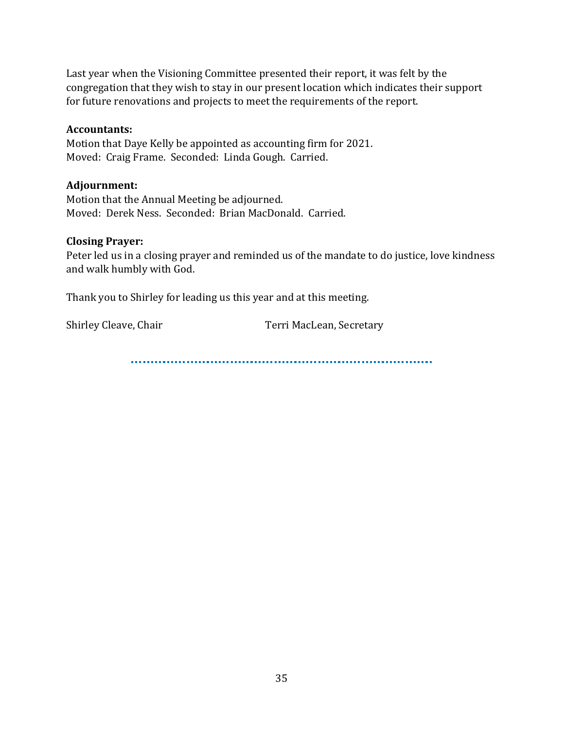Last year when the Visioning Committee presented their report, it was felt by the congregation that they wish to stay in our present location which indicates their support for future renovations and projects to meet the requirements of the report.

**Accountants:**
Motion that Daye Kelly be appointed as accounting firm for 2021.
Moved: Craig Frame. Seconded: Linda Gough. Carried.

**Adjournment:**
Motion that the Annual Meeting be adjourned.
Moved: Derek Ness. Seconded: Brian MacDonald. Carried.

**Closing Prayer:**
Peter led us in a closing prayer and reminded us of the mandate to do justice, love kindness and walk humbly with God.

Thank you to Shirley for leading us this year and at this meeting.

Shirley Cleave, Chair　　　　　　Terri MacLean, Secretary